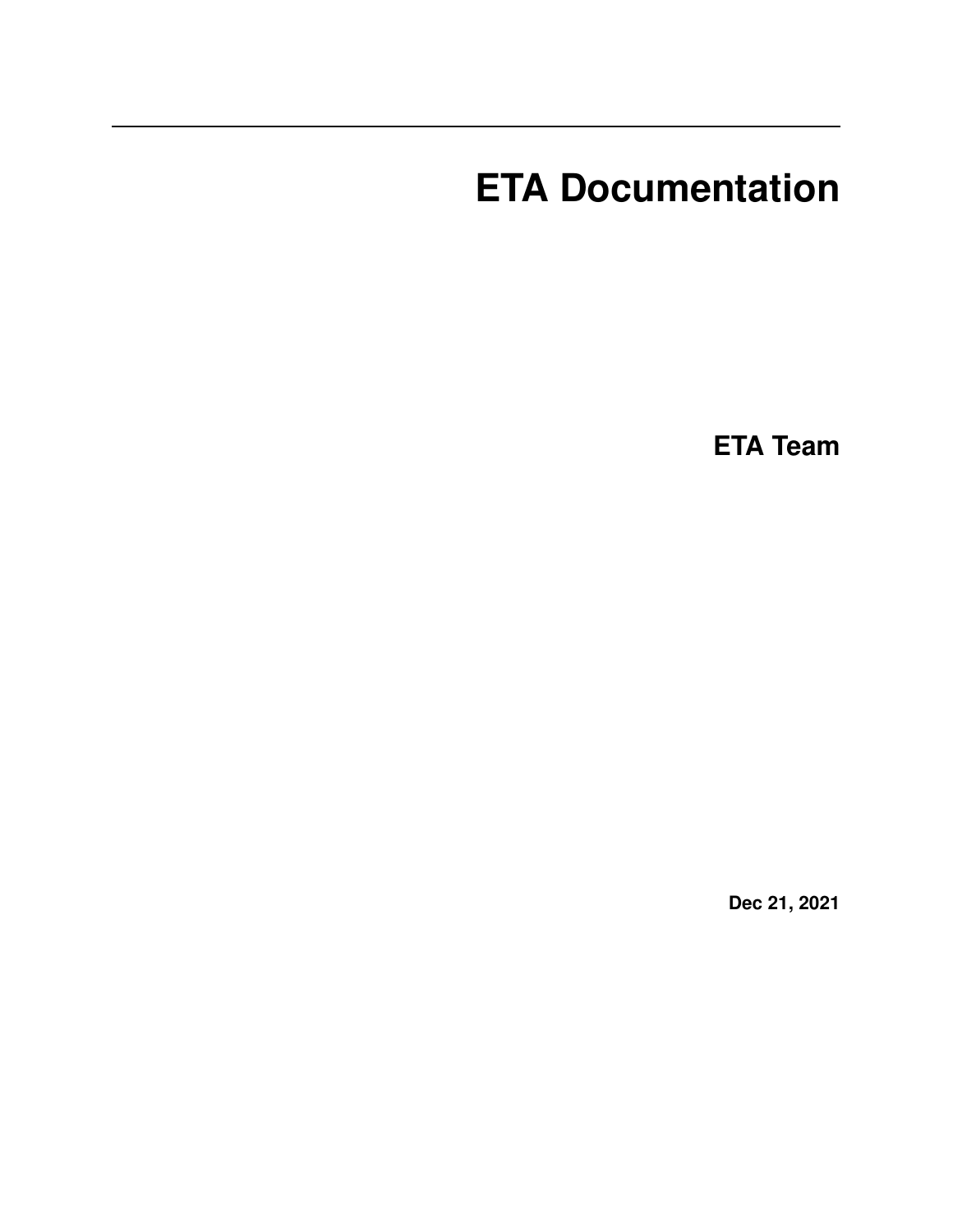# ETA Documentation

**ETA Team**

**Dec 21, 2021**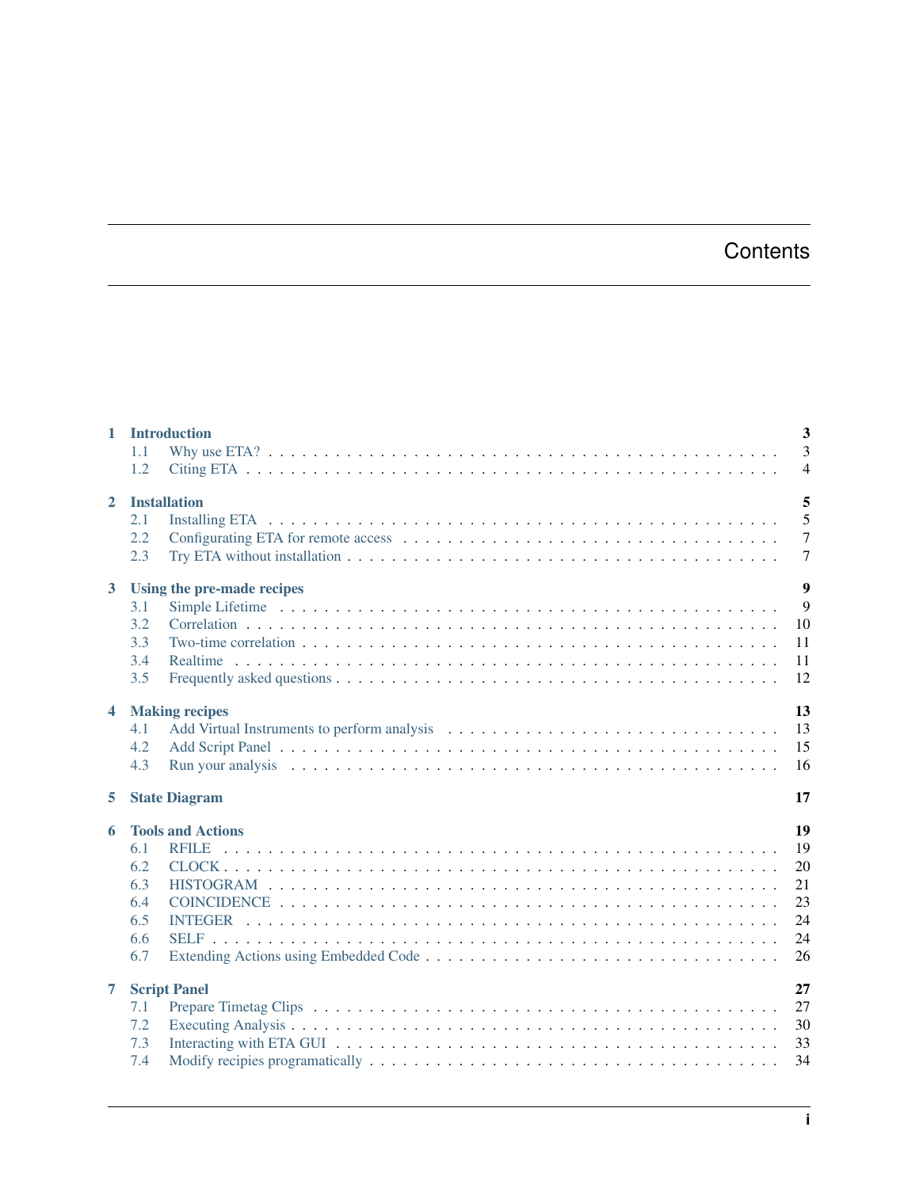# Contents

- **1 Introduction** — **3**
  - 1.1 Why use ETA? — 3
  - 1.2 Citing ETA — 4
- **2 Installation** — **5**
  - 2.1 Installing ETA — 5
  - 2.2 Configurating ETA for remote access — 7
  - 2.3 Try ETA without installation — 7
- **3 Using the pre-made recipes** — **9**
  - 3.1 Simple Lifetime — 9
  - 3.2 Correlation — 10
  - 3.3 Two-time correlation — 11
  - 3.4 Realtime — 11
  - 3.5 Frequently asked questions — 12
- **4 Making recipes** — **13**
  - 4.1 Add Virtual Instruments to perform analysis — 13
  - 4.2 Add Script Panel — 15
  - 4.3 Run your analysis — 16
- **5 State Diagram** — **17**
- **6 Tools and Actions** — **19**
  - 6.1 RFILE — 19
  - 6.2 CLOCK — 20
  - 6.3 HISTOGRAM — 21
  - 6.4 COINCIDENCE — 23
  - 6.5 INTEGER — 24
  - 6.6 SELF — 24
  - 6.7 Extending Actions using Embedded Code — 26
- **7 Script Panel** — **27**
  - 7.1 Prepare Timetag Clips — 27
  - 7.2 Executing Analysis — 30
  - 7.3 Interacting with ETA GUI — 33
  - 7.4 Modify recipies programatically — 34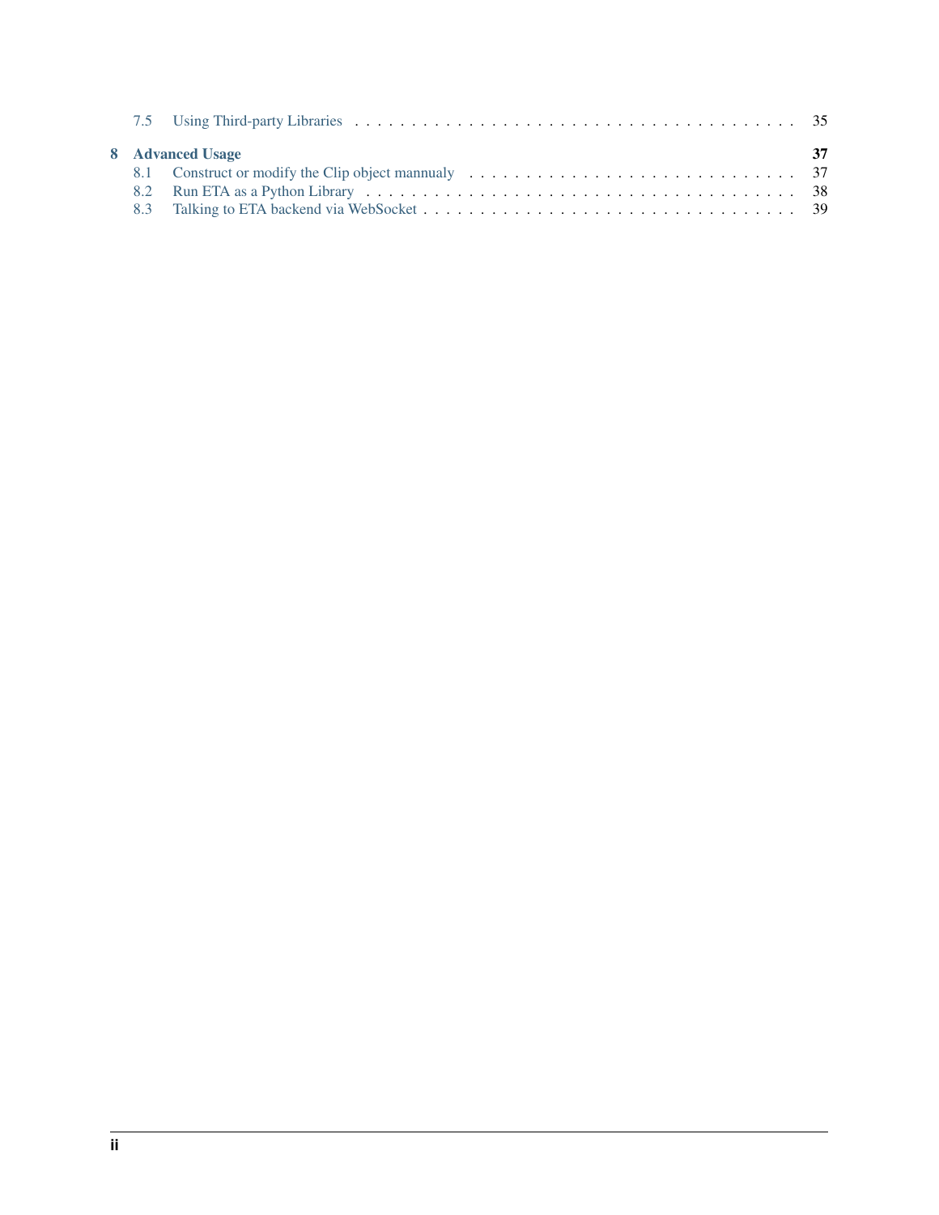7.5 Using Third-party Libraries . . . . . . . . . . . . . . . . . . . . . . . . . . . . . . . . . . . . . . . 35

**8 Advanced Usage** **37**

8.1 Construct or modify the Clip object mannualy . . . . . . . . . . . . . . . . . . . . . . . . . . . . . 37

8.2 Run ETA as a Python Library . . . . . . . . . . . . . . . . . . . . . . . . . . . . . . . . . . . . . . 38

8.3 Talking to ETA backend via WebSocket . . . . . . . . . . . . . . . . . . . . . . . . . . . . . . . . 39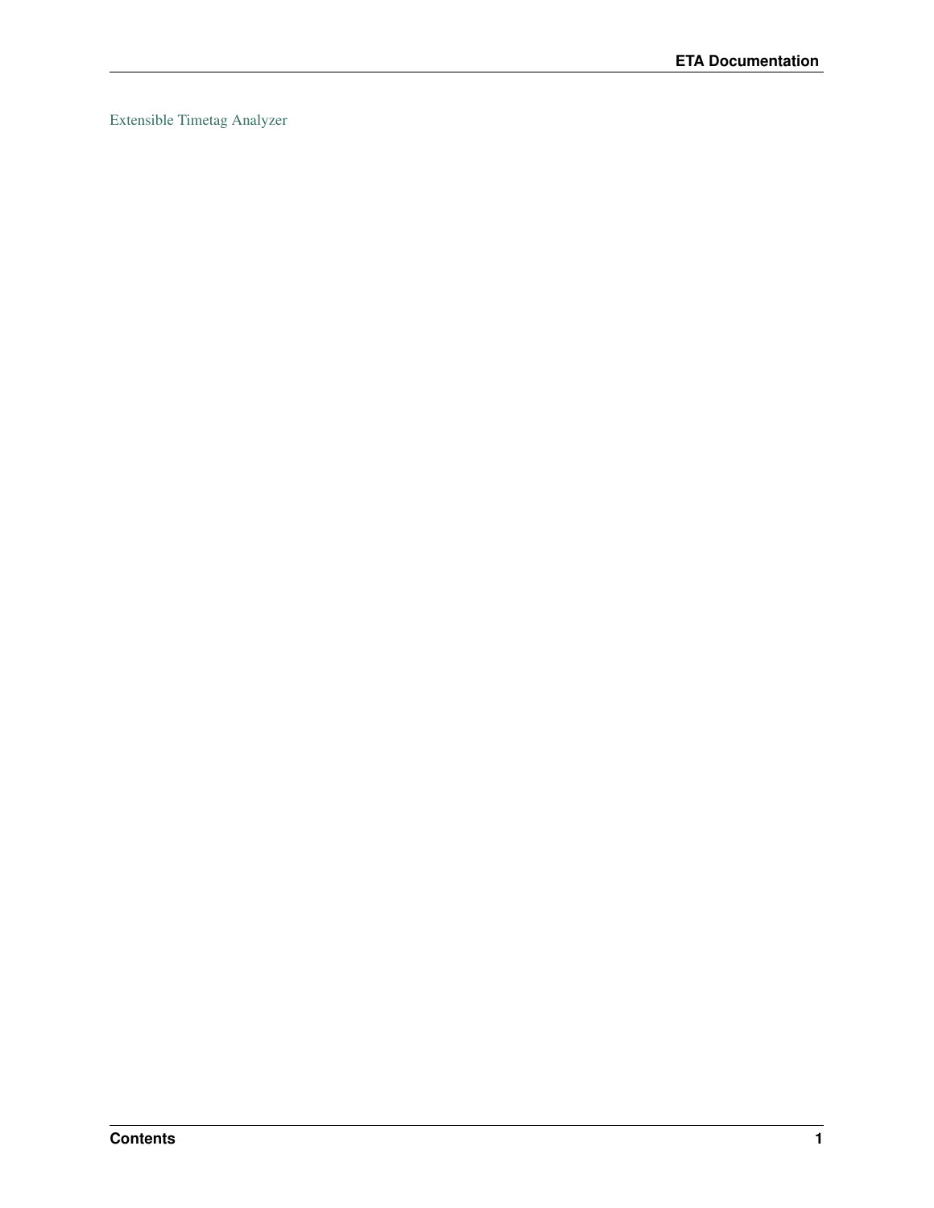Extensible Timetag Analyzer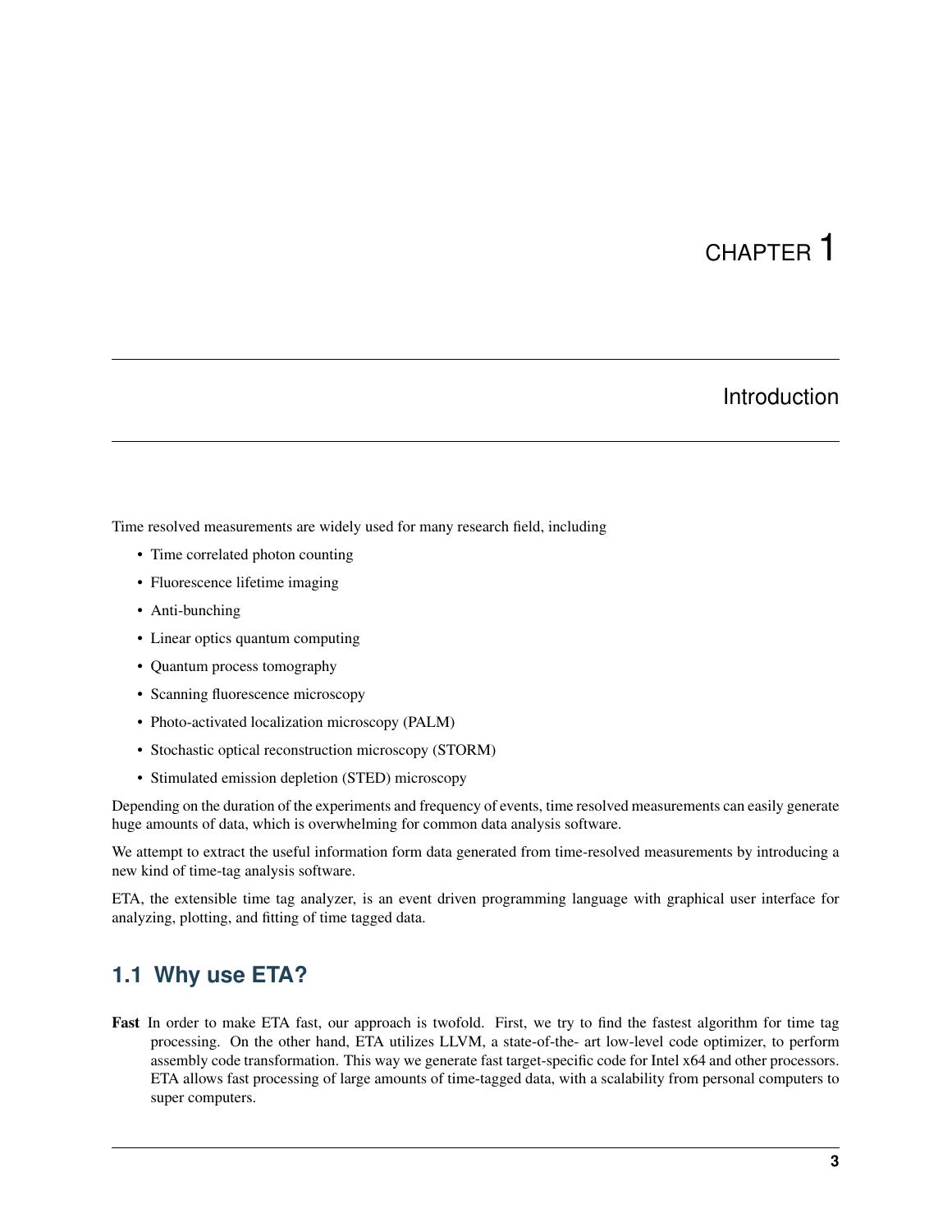# CHAPTER 1

# Introduction

Time resolved measurements are widely used for many research field, including

- Time correlated photon counting
- Fluorescence lifetime imaging
- Anti-bunching
- Linear optics quantum computing
- Quantum process tomography
- Scanning fluorescence microscopy
- Photo-activated localization microscopy (PALM)
- Stochastic optical reconstruction microscopy (STORM)
- Stimulated emission depletion (STED) microscopy

Depending on the duration of the experiments and frequency of events, time resolved measurements can easily generate huge amounts of data, which is overwhelming for common data analysis software.

We attempt to extract the useful information form data generated from time-resolved measurements by introducing a new kind of time-tag analysis software.

ETA, the extensible time tag analyzer, is an event driven programming language with graphical user interface for analyzing, plotting, and fitting of time tagged data.

## 1.1 Why use ETA?

**Fast** In order to make ETA fast, our approach is twofold. First, we try to find the fastest algorithm for time tag processing. On the other hand, ETA utilizes LLVM, a state-of-the- art low-level code optimizer, to perform assembly code transformation. This way we generate fast target-specific code for Intel x64 and other processors. ETA allows fast processing of large amounts of time-tagged data, with a scalability from personal computers to super computers.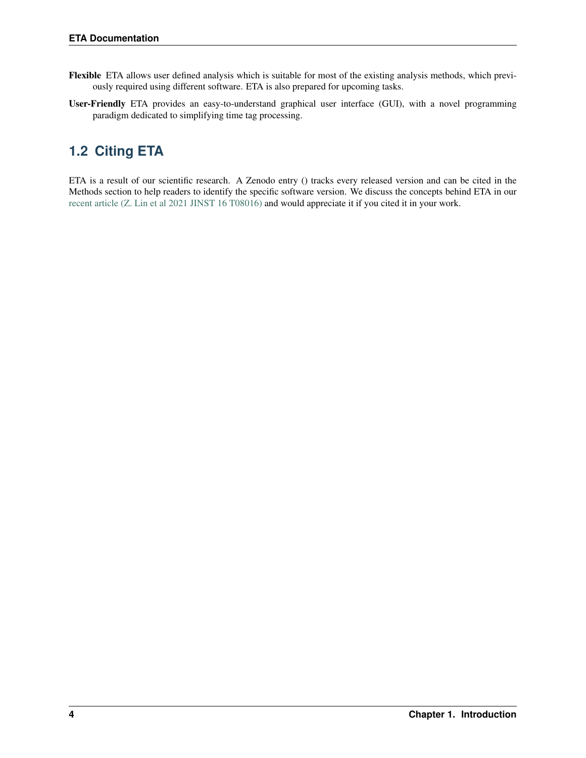**Flexible** ETA allows user defined analysis which is suitable for most of the existing analysis methods, which previously required using different software. ETA is also prepared for upcoming tasks.

**User-Friendly** ETA provides an easy-to-understand graphical user interface (GUI), with a novel programming paradigm dedicated to simplifying time tag processing.

## 1.2 Citing ETA

ETA is a result of our scientific research. A Zenodo entry () tracks every released version and can be cited in the Methods section to help readers to identify the specific software version. We discuss the concepts behind ETA in our recent article (Z. Lin et al 2021 JINST 16 T08016) and would appreciate it if you cited it in your work.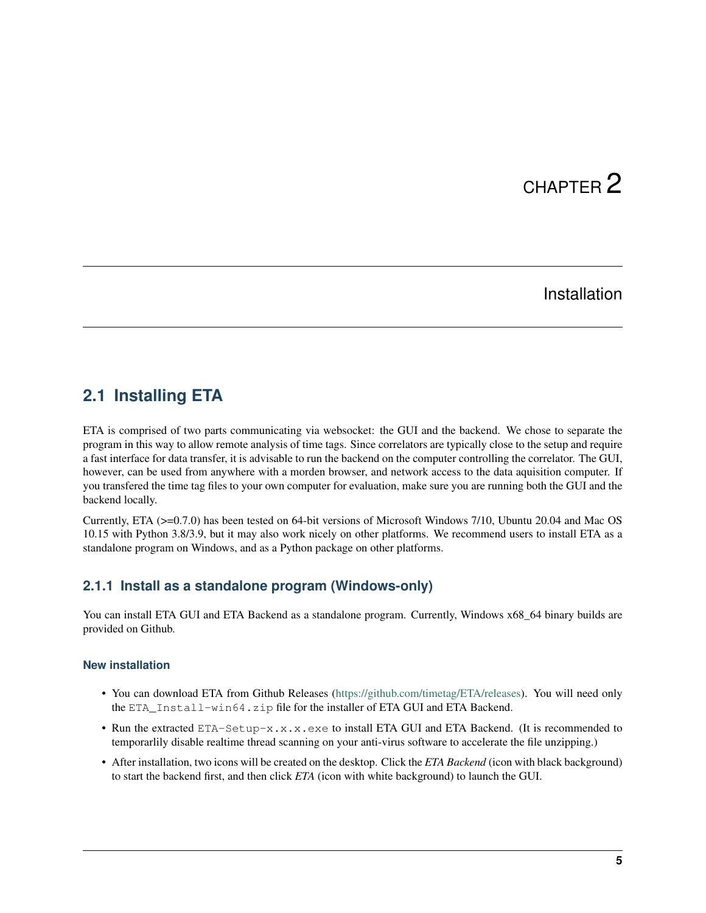// CHAPTER 2

# Installation

## 2.1 Installing ETA

ETA is comprised of two parts communicating via websocket: the GUI and the backend. We chose to separate the program in this way to allow remote analysis of time tags. Since correlators are typically close to the setup and require a fast interface for data transfer, it is advisable to run the backend on the computer controlling the correlator. The GUI, however, can be used from anywhere with a morden browser, and network access to the data aquisition computer. If you transfered the time tag files to your own computer for evaluation, make sure you are running both the GUI and the backend locally.

Currently, ETA (>=0.7.0) has been tested on 64-bit versions of Microsoft Windows 7/10, Ubuntu 20.04 and Mac OS 10.15 with Python 3.8/3.9, but it may also work nicely on other platforms. We recommend users to install ETA as a standalone program on Windows, and as a Python package on other platforms.

### 2.1.1 Install as a standalone program (Windows-only)

You can install ETA GUI and ETA Backend as a standalone program. Currently, Windows x68_64 binary builds are provided on Github.

#### New installation

- You can download ETA from Github Releases (https://github.com/timetag/ETA/releases). You will need only the `ETA_Install-win64.zip` file for the installer of ETA GUI and ETA Backend.
- Run the extracted `ETA-Setup-x.x.x.exe` to install ETA GUI and ETA Backend. (It is recommended to temporarlily disable realtime thread scanning on your anti-virus software to accelerate the file unzipping.)
- After installation, two icons will be created on the desktop. Click the *ETA Backend* (icon with black background) to start the backend first, and then click *ETA* (icon with white background) to launch the GUI.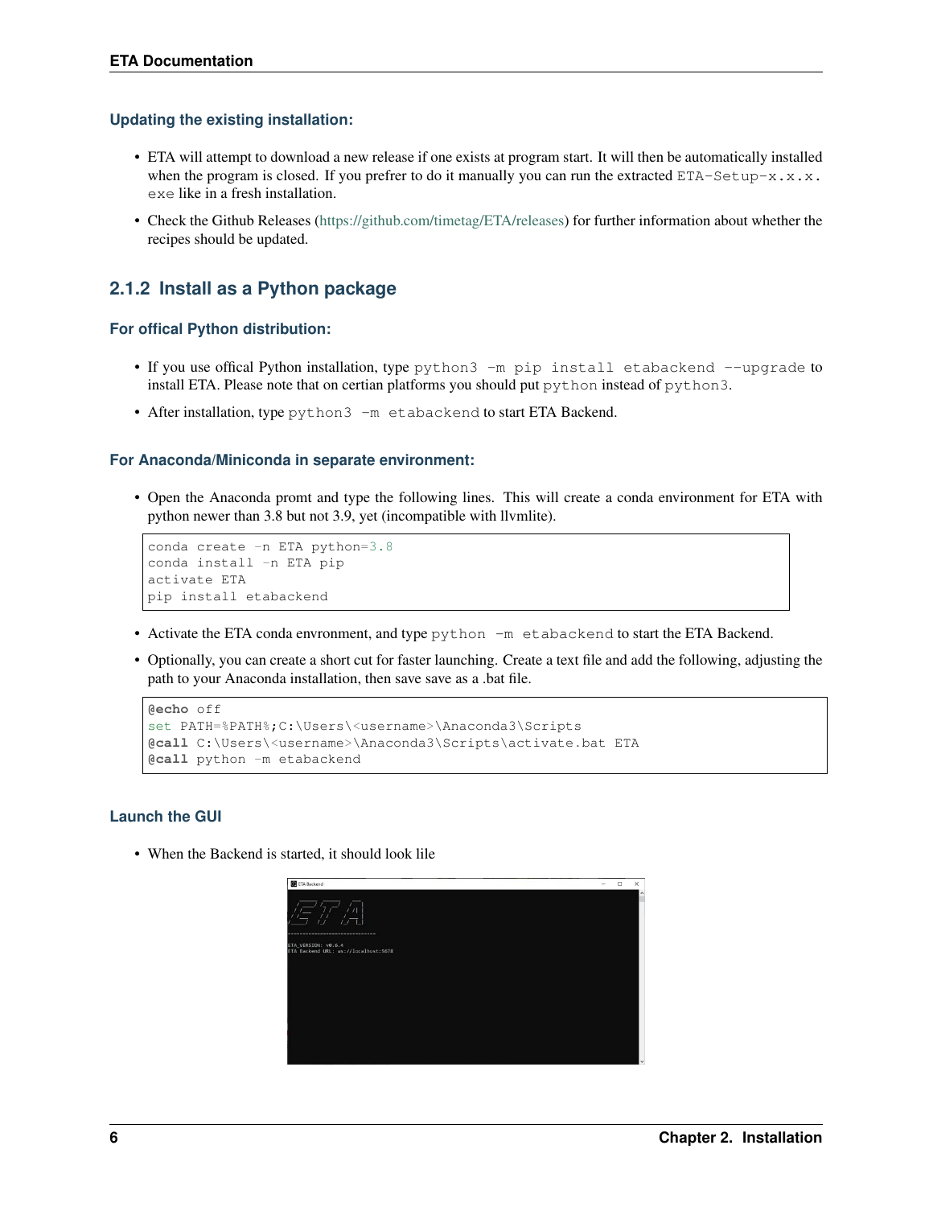### Updating the existing installation:

- ETA will attempt to download a new release if one exists at program start. It will then be automatically installed when the program is closed. If you prefrer to do it manually you can run the extracted `ETA-Setup-x.x.x.exe` like in a fresh installation.
- Check the Github Releases (https://github.com/timetag/ETA/releases) for further information about whether the recipes should be updated.

## 2.1.2 Install as a Python package

### For offical Python distribution:

- If you use offical Python installation, type `python3 -m pip install etabackend --upgrade` to install ETA. Please note that on certian platforms you should put `python` instead of `python3`.
- After installation, type `python3 -m etabackend` to start ETA Backend.

### For Anaconda/Miniconda in separate environment:

- Open the Anaconda promt and type the following lines. This will create a conda environment for ETA with python newer than 3.8 but not 3.9, yet (incompatible with llvmlite).

```
conda create -n ETA python=3.8
conda install -n ETA pip
activate ETA
pip install etabackend
```

- Activate the ETA conda envronment, and type `python -m etabackend` to start the ETA Backend.
- Optionally, you can create a short cut for faster launching. Create a text file and add the following, adjusting the path to your Anaconda installation, then save save as a .bat file.

```
@echo off
set PATH=%PATH%;C:\Users\<username>\Anaconda3\Scripts
@call C:\Users\<username>\Anaconda3\Scripts\activate.bat ETA
@call python -m etabackend
```

### Launch the GUI

- When the Backend is started, it should look lile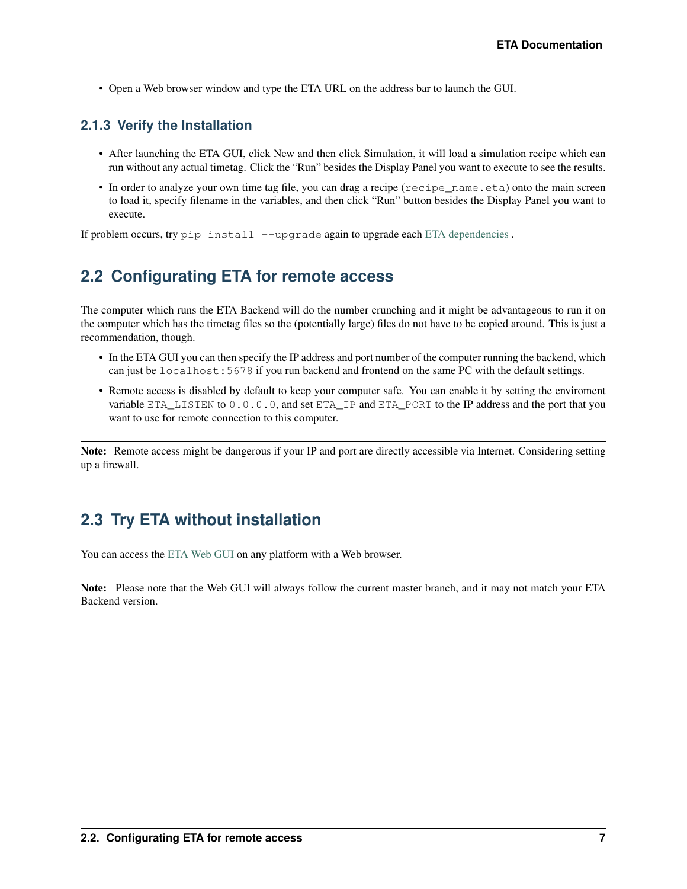- Open a Web browser window and type the ETA URL on the address bar to launch the GUI.

### 2.1.3 Verify the Installation

- After launching the ETA GUI, click New and then click Simulation, it will load a simulation recipe which can run without any actual timetag. Click the "Run" besides the Display Panel you want to execute to see the results.
- In order to analyze your own time tag file, you can drag a recipe (`recipe_name.eta`) onto the main screen to load it, specify filename in the variables, and then click "Run" button besides the Display Panel you want to execute.

If problem occurs, try `pip install --upgrade` again to upgrade each ETA dependencies .

## 2.2 Configurating ETA for remote access

The computer which runs the ETA Backend will do the number crunching and it might be advantageous to run it on the computer which has the timetag files so the (potentially large) files do not have to be copied around. This is just a recommendation, though.

- In the ETA GUI you can then specify the IP address and port number of the computer running the backend, which can just be `localhost:5678` if you run backend and frontend on the same PC with the default settings.
- Remote access is disabled by default to keep your computer safe. You can enable it by setting the enviroment variable `ETA_LISTEN` to `0.0.0.0`, and set `ETA_IP` and `ETA_PORT` to the IP address and the port that you want to use for remote connection to this computer.

**Note:** Remote access might be dangerous if your IP and port are directly accessible via Internet. Considering setting up a firewall.

## 2.3 Try ETA without installation

You can access the ETA Web GUI on any platform with a Web browser.

**Note:** Please note that the Web GUI will always follow the current master branch, and it may not match your ETA Backend version.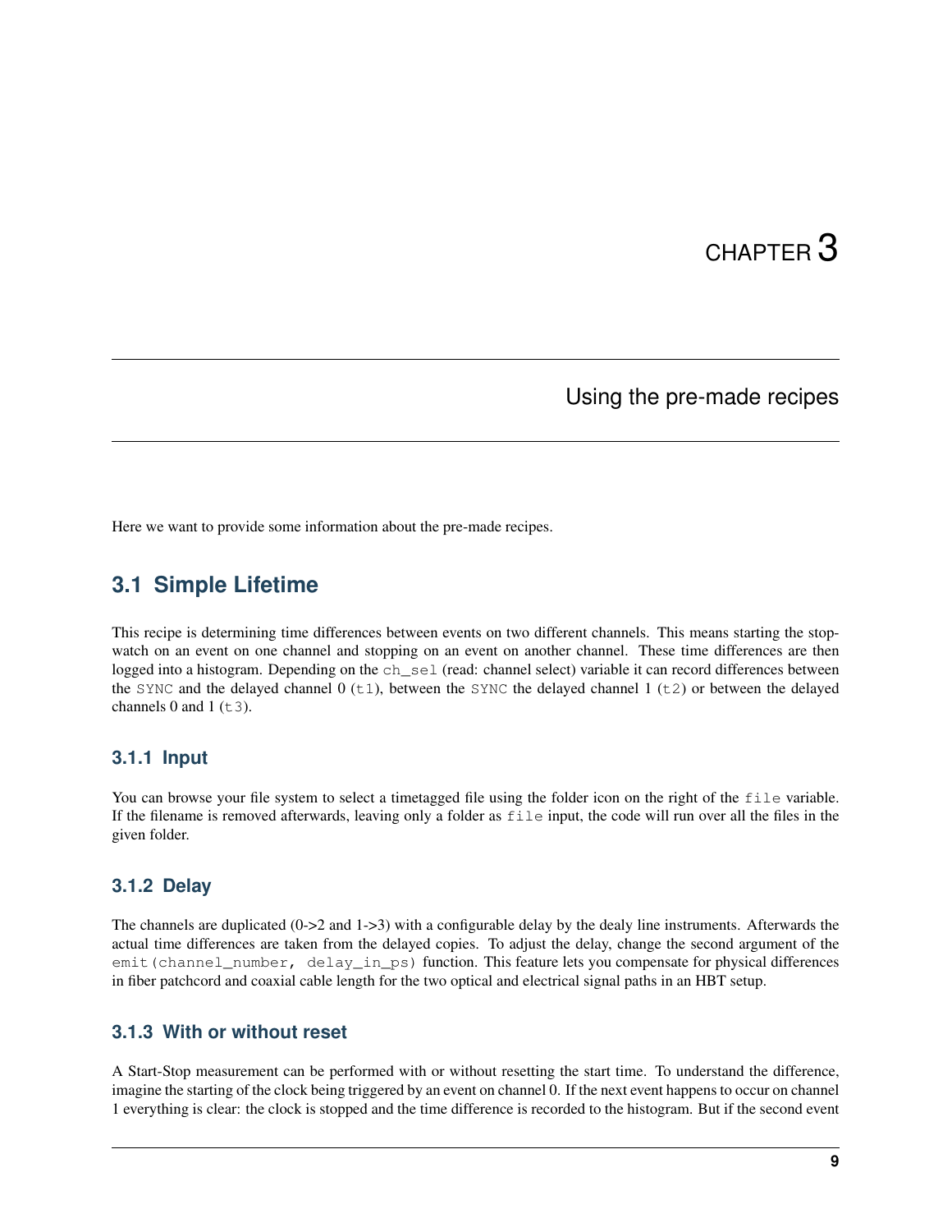# CHAPTER 3

# Using the pre-made recipes

Here we want to provide some information about the pre-made recipes.

## 3.1 Simple Lifetime

This recipe is determining time differences between events on two different channels. This means starting the stop-watch on an event on one channel and stopping on an event on another channel. These time differences are then logged into a histogram. Depending on the `ch_sel` (read: channel select) variable it can record differences between the `SYNC` and the delayed channel 0 (`t1`), between the `SYNC` the delayed channel 1 (`t2`) or between the delayed channels 0 and 1 (`t3`).

### 3.1.1 Input

You can browse your file system to select a timetagged file using the folder icon on the right of the `file` variable. If the filename is removed afterwards, leaving only a folder as `file` input, the code will run over all the files in the given folder.

### 3.1.2 Delay

The channels are duplicated (0->2 and 1->3) with a configurable delay by the dealy line instruments. Afterwards the actual time differences are taken from the delayed copies. To adjust the delay, change the second argument of the `emit(channel_number, delay_in_ps)` function. This feature lets you compensate for physical differences in fiber patchcord and coaxial cable length for the two optical and electrical signal paths in an HBT setup.

### 3.1.3 With or without reset

A Start-Stop measurement can be performed with or without resetting the start time. To understand the difference, imagine the starting of the clock being triggered by an event on channel 0. If the next event happens to occur on channel 1 everything is clear: the clock is stopped and the time difference is recorded to the histogram. But if the second event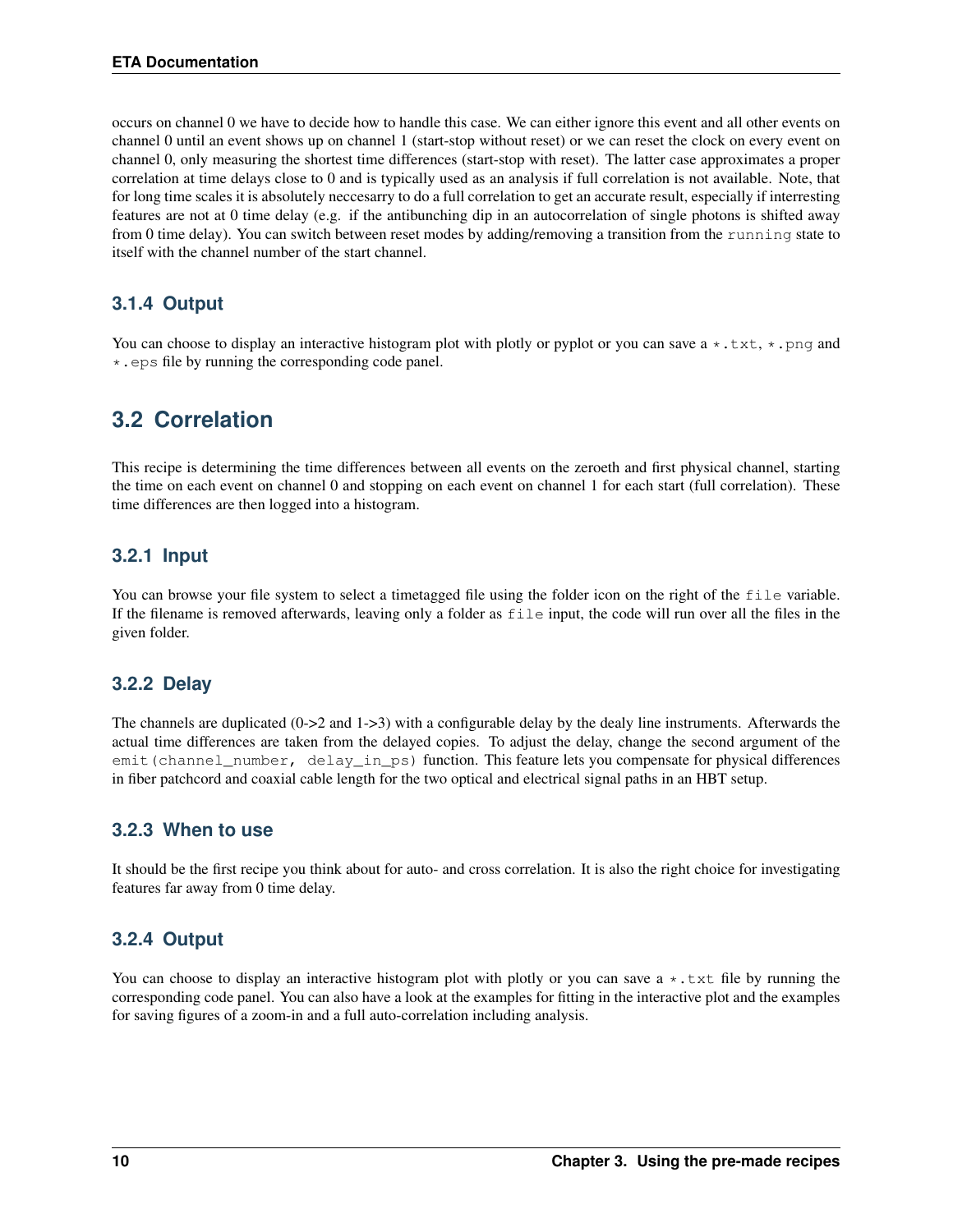occurs on channel 0 we have to decide how to handle this case. We can either ignore this event and all other events on channel 0 until an event shows up on channel 1 (start-stop without reset) or we can reset the clock on every event on channel 0, only measuring the shortest time differences (start-stop with reset). The latter case approximates a proper correlation at time delays close to 0 and is typically used as an analysis if full correlation is not available. Note, that for long time scales it is absolutely neccesarry to do a full correlation to get an accurate result, especially if interresting features are not at 0 time delay (e.g. if the antibunching dip in an autocorrelation of single photons is shifted away from 0 time delay). You can switch between reset modes by adding/removing a transition from the `running` state to itself with the channel number of the start channel.

### 3.1.4 Output

You can choose to display an interactive histogram plot with plotly or pyplot or you can save a `*.txt`, `*.png` and `*.eps` file by running the corresponding code panel.

## 3.2 Correlation

This recipe is determining the time differences between all events on the zeroeth and first physical channel, starting the time on each event on channel 0 and stopping on each event on channel 1 for each start (full correlation). These time differences are then logged into a histogram.

### 3.2.1 Input

You can browse your file system to select a timetagged file using the folder icon on the right of the `file` variable. If the filename is removed afterwards, leaving only a folder as `file` input, the code will run over all the files in the given folder.

### 3.2.2 Delay

The channels are duplicated (0->2 and 1->3) with a configurable delay by the dealy line instruments. Afterwards the actual time differences are taken from the delayed copies. To adjust the delay, change the second argument of the `emit(channel_number, delay_in_ps)` function. This feature lets you compensate for physical differences in fiber patchcord and coaxial cable length for the two optical and electrical signal paths in an HBT setup.

### 3.2.3 When to use

It should be the first recipe you think about for auto- and cross correlation. It is also the right choice for investigating features far away from 0 time delay.

### 3.2.4 Output

You can choose to display an interactive histogram plot with plotly or you can save a `*.txt` file by running the corresponding code panel. You can also have a look at the examples for fitting in the interactive plot and the examples for saving figures of a zoom-in and a full auto-correlation including analysis.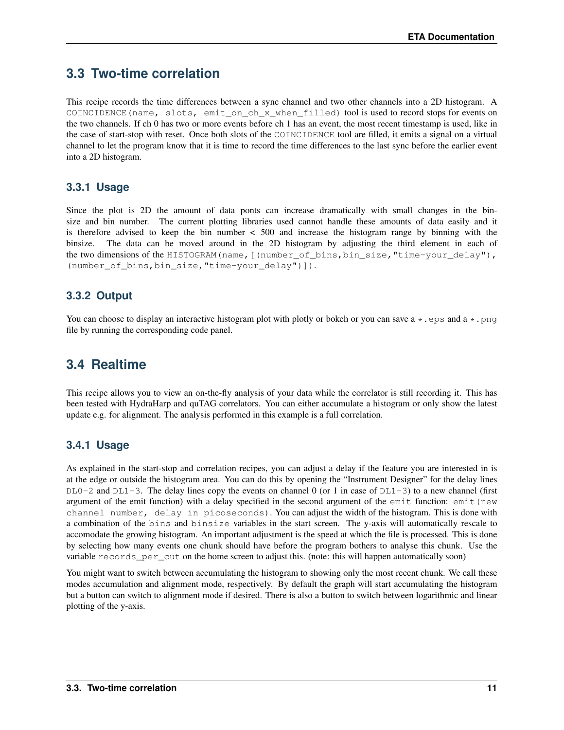## 3.3 Two-time correlation

This recipe records the time differences between a sync channel and two other channels into a 2D histogram. A `COINCIDENCE(name, slots, emit_on_ch_x_when_filled)` tool is used to record stops for events on the two channels. If ch 0 has two or more events before ch 1 has an event, the most recent timestamp is used, like in the case of start-stop with reset. Once both slots of the `COINCIDENCE` tool are filled, it emits a signal on a virtual channel to let the program know that it is time to record the time differences to the last sync before the earlier event into a 2D histogram.

### 3.3.1 Usage

Since the plot is 2D the amount of data ponts can increase dramatically with small changes in the binsize and bin number. The current plotting libraries used cannot handle these amounts of data easily and it is therefore advised to keep the bin number < 500 and increase the histogram range by binning with the binsize. The data can be moved around in the 2D histogram by adjusting the third element in each of the two dimensions of the `HISTOGRAM(name,[(number_of_bins,bin_size,"time-your_delay"), (number_of_bins,bin_size,"time-your_delay")])`.

### 3.3.2 Output

You can choose to display an interactive histogram plot with plotly or bokeh or you can save a `*.eps` and a `*.png` file by running the corresponding code panel.

## 3.4 Realtime

This recipe allows you to view an on-the-fly analysis of your data while the correlator is still recording it. This has been tested with HydraHarp and quTAG correlators. You can either accumulate a histogram or only show the latest update e.g. for alignment. The analysis performed in this example is a full correlation.

### 3.4.1 Usage

As explained in the start-stop and correlation recipes, you can adjust a delay if the feature you are interested in is at the edge or outside the histogram area. You can do this by opening the "Instrument Designer" for the delay lines `DL0-2` and `DL1-3`. The delay lines copy the events on channel 0 (or 1 in case of `DL1-3`) to a new channel (first argument of the emit function) with a delay specified in the second argument of the `emit` function: `emit(new channel number, delay in picoseconds)`. You can adjust the width of the histogram. This is done with a combination of the `bins` and `binsize` variables in the start screen. The y-axis will automatically rescale to accomodate the growing histogram. An important adjustment is the speed at which the file is processed. This is done by selecting how many events one chunk should have before the program bothers to analyse this chunk. Use the variable `records_per_cut` on the home screen to adjust this. (note: this will happen automatically soon)

You might want to switch between accumulating the histogram to showing only the most recent chunk. We call these modes accumulation and alignment mode, respectively. By default the graph will start accumulating the histogram but a button can switch to alignment mode if desired. There is also a button to switch between logarithmic and linear plotting of the y-axis.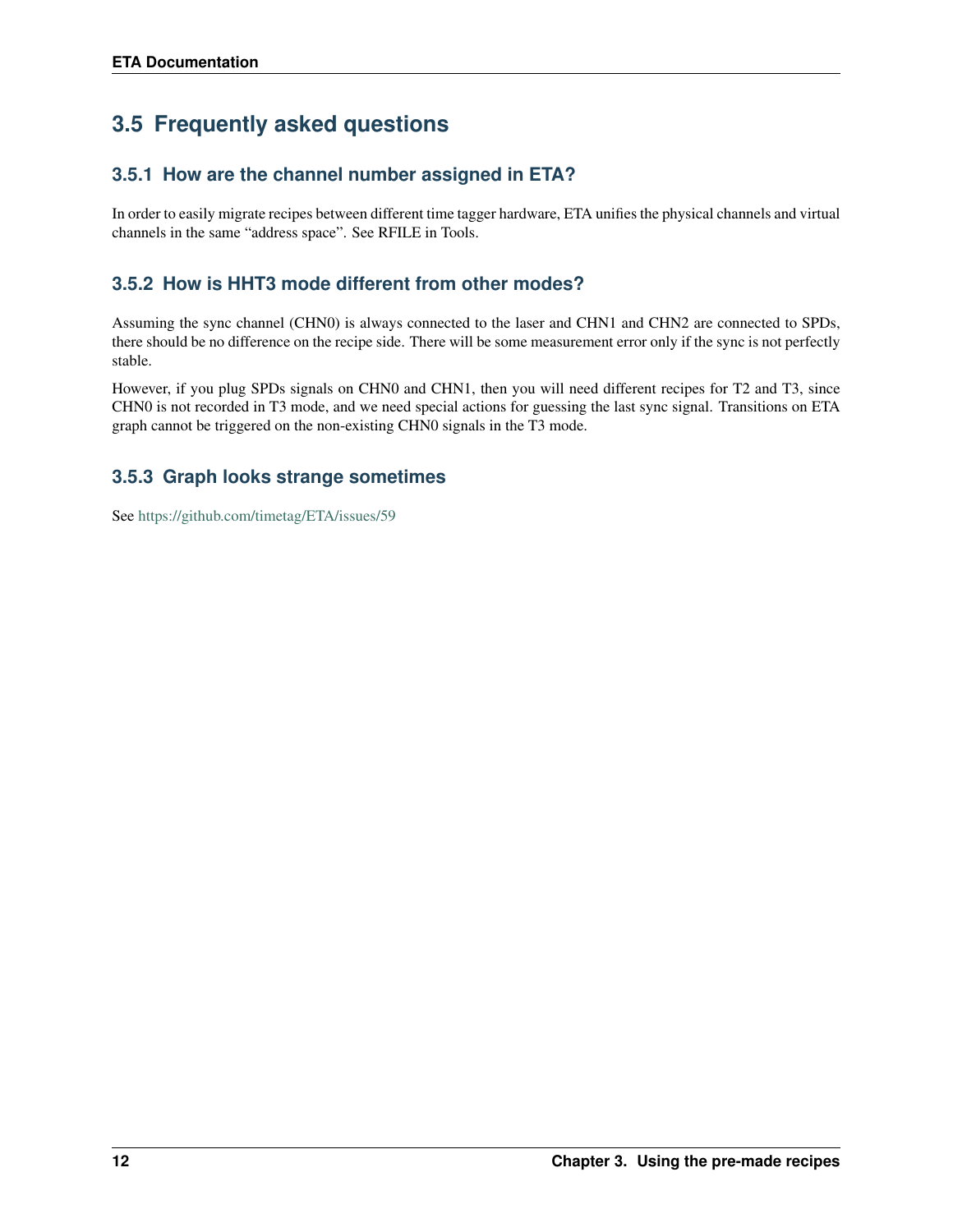## 3.5 Frequently asked questions

### 3.5.1 How are the channel number assigned in ETA?

In order to easily migrate recipes between different time tagger hardware, ETA unifies the physical channels and virtual channels in the same "address space". See RFILE in Tools.

### 3.5.2 How is HHT3 mode different from other modes?

Assuming the sync channel (CHN0) is always connected to the laser and CHN1 and CHN2 are connected to SPDs, there should be no difference on the recipe side. There will be some measurement error only if the sync is not perfectly stable.

However, if you plug SPDs signals on CHN0 and CHN1, then you will need different recipes for T2 and T3, since CHN0 is not recorded in T3 mode, and we need special actions for guessing the last sync signal. Transitions on ETA graph cannot be triggered on the non-existing CHN0 signals in the T3 mode.

### 3.5.3 Graph looks strange sometimes

See https://github.com/timetag/ETA/issues/59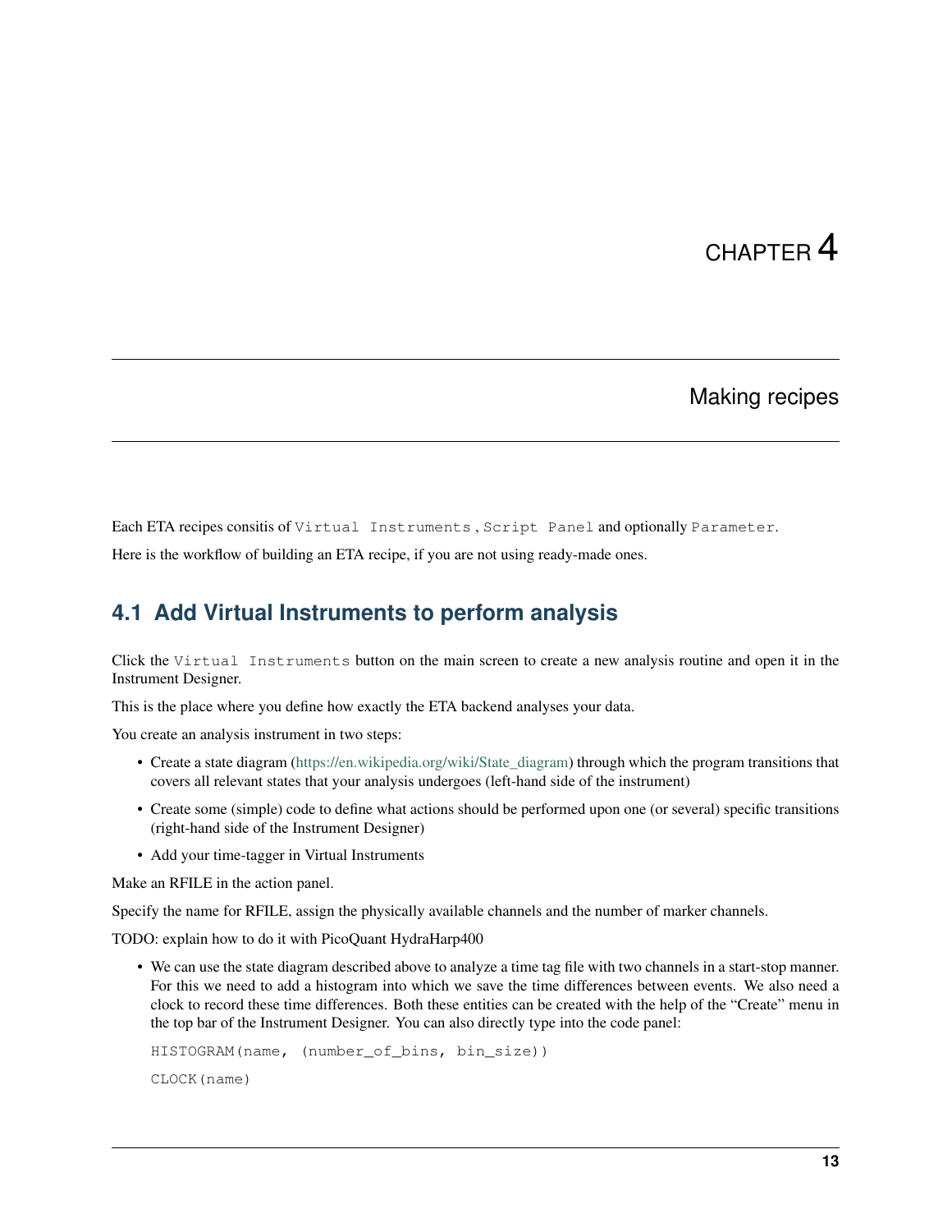# CHAPTER 4

# Making recipes

Each ETA recipes consitis of `Virtual Instruments` , `Script Panel` and optionally `Parameter`.

Here is the workflow of building an ETA recipe, if you are not using ready-made ones.

## 4.1 Add Virtual Instruments to perform analysis

Click the `Virtual Instruments` button on the main screen to create a new analysis routine and open it in the Instrument Designer.

This is the place where you define how exactly the ETA backend analyses your data.

You create an analysis instrument in two steps:

- Create a state diagram (https://en.wikipedia.org/wiki/State_diagram) through which the program transitions that covers all relevant states that your analysis undergoes (left-hand side of the instrument)
- Create some (simple) code to define what actions should be performed upon one (or several) specific transitions (right-hand side of the Instrument Designer)
- Add your time-tagger in Virtual Instruments

Make an RFILE in the action panel.

Specify the name for RFILE, assign the physically available channels and the number of marker channels.

TODO: explain how to do it with PicoQuant HydraHarp400

- We can use the state diagram described above to analyze a time tag file with two channels in a start-stop manner. For this we need to add a histogram into which we save the time differences between events. We also need a clock to record these time differences. Both these entities can be created with the help of the "Create" menu in the top bar of the Instrument Designer. You can also directly type into the code panel:

  ```
  HISTOGRAM(name, (number_of_bins, bin_size))
  ```

  ```
  CLOCK(name)
  ```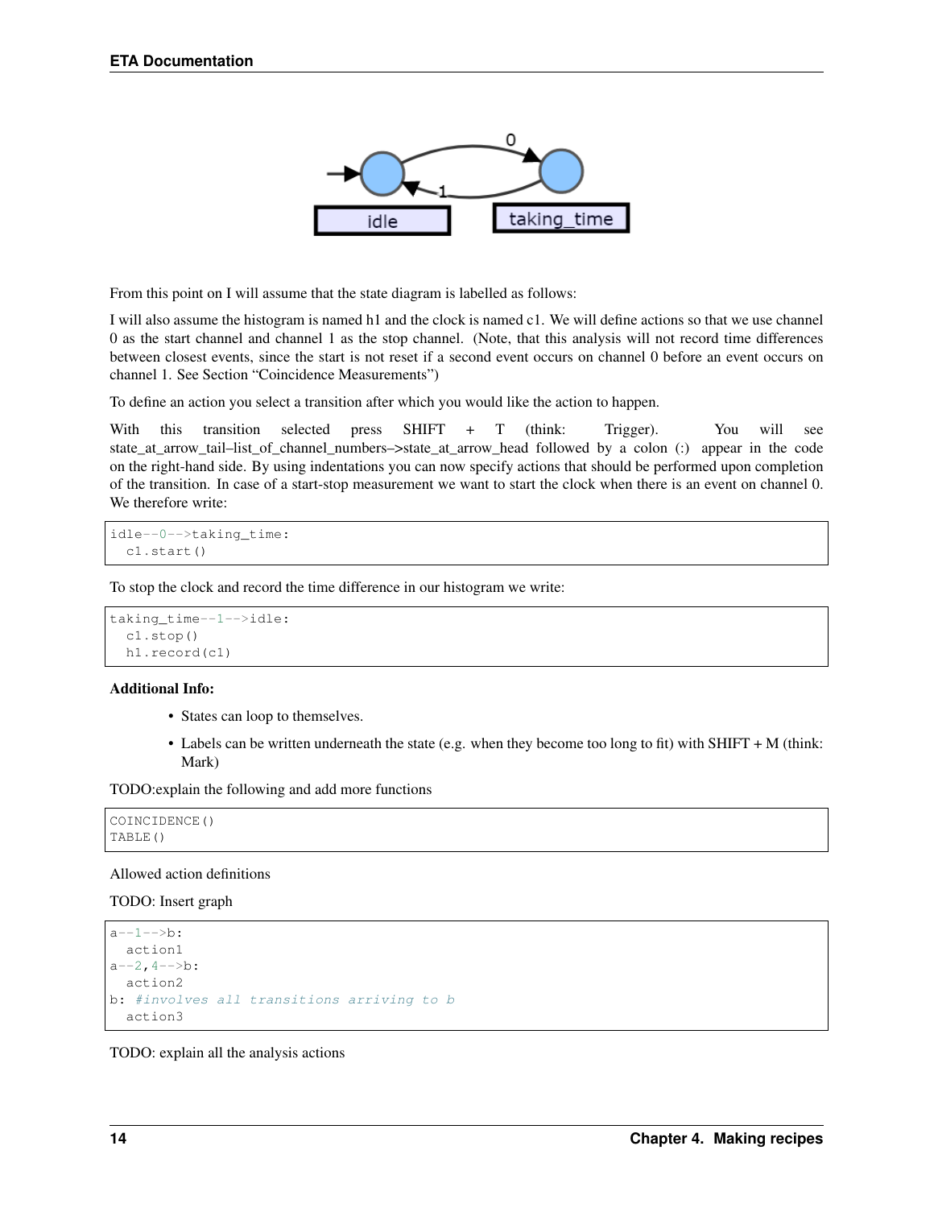From this point on I will assume that the state diagram is labelled as follows:

I will also assume the histogram is named h1 and the clock is named c1. We will define actions so that we use channel 0 as the start channel and channel 1 as the stop channel. (Note, that this analysis will not record time differences between closest events, since the start is not reset if a second event occurs on channel 0 before an event occurs on channel 1. See Section "Coincidence Measurements")

To define an action you select a transition after which you would like the action to happen.

With this transition selected press SHIFT + T (think: Trigger). You will see state_at_arrow_tail–list_of_channel_numbers–>state_at_arrow_head followed by a colon (:) appear in the code on the right-hand side. By using indentations you can now specify actions that should be performed upon completion of the transition. In case of a start-stop measurement we want to start the clock when there is an event on channel 0. We therefore write:

```
idle--0-->taking_time:
  c1.start()
```

To stop the clock and record the time difference in our histogram we write:

```
taking_time--1-->idle:
  c1.stop()
  h1.record(c1)
```

**Additional Info:**

- States can loop to themselves.
- Labels can be written underneath the state (e.g. when they become too long to fit) with SHIFT + M (think: Mark)

TODO:explain the following and add more functions

```
COINCIDENCE()
TABLE()
```

Allowed action definitions

TODO: Insert graph

```
a--1-->b:
  action1
a--2,4-->b:
  action2
b: #involves all transitions arriving to b
  action3
```

TODO: explain all the analysis actions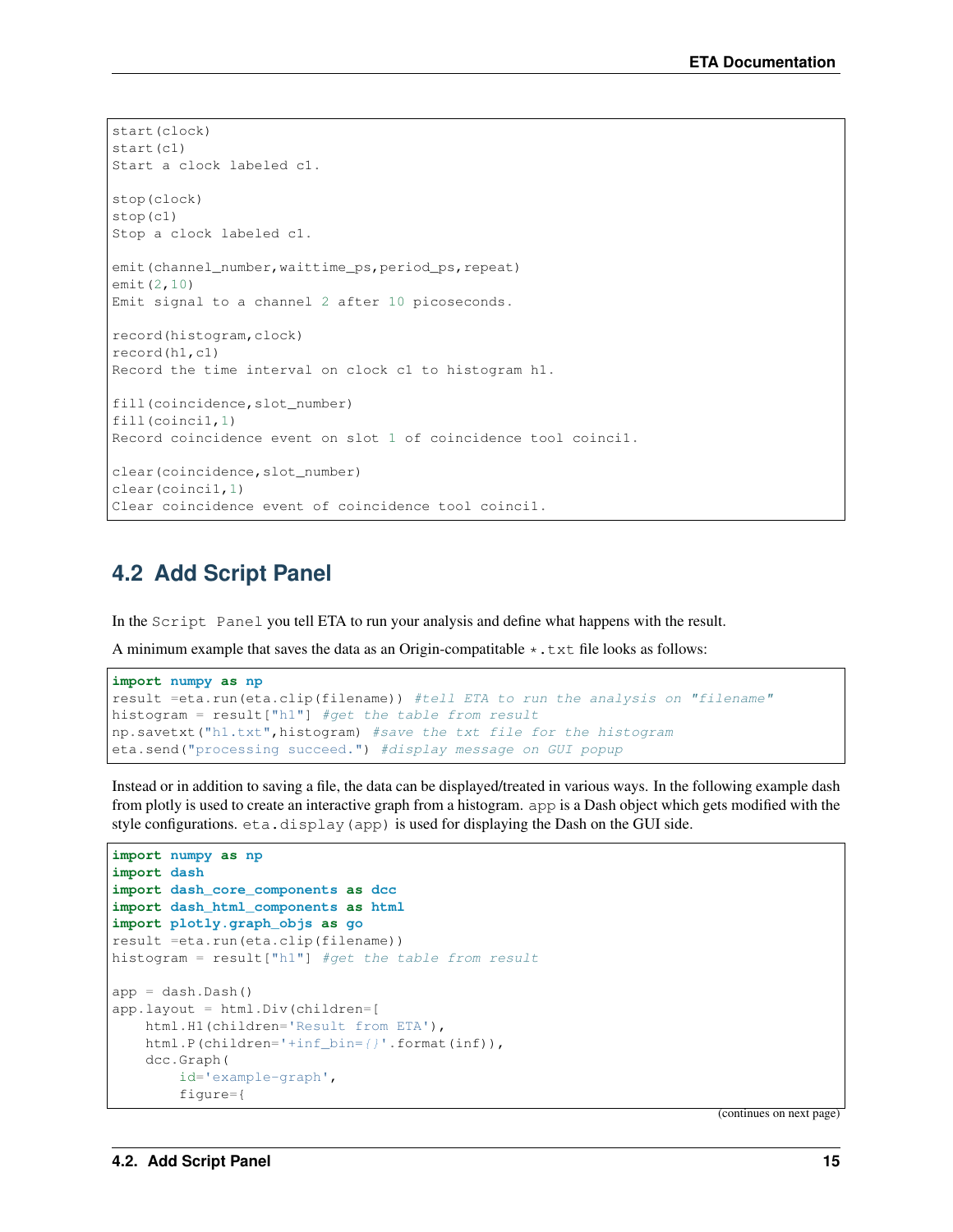```
start(clock)
start(c1)
Start a clock labeled c1.

stop(clock)
stop(c1)
Stop a clock labeled c1.

emit(channel_number,waittime_ps,period_ps,repeat)
emit(2,10)
Emit signal to a channel 2 after 10 picoseconds.

record(histogram,clock)
record(h1,c1)
Record the time interval on clock c1 to histogram h1.

fill(coincidence,slot_number)
fill(coincil,1)
Record coincidence event on slot 1 of coincidence tool coincil.

clear(coincidence,slot_number)
clear(coincil,1)
Clear coincidence event of coincidence tool coincil.
```

## 4.2 Add Script Panel

In the `Script Panel` you tell ETA to run your analysis and define what happens with the result.

A minimum example that saves the data as an Origin-compatitable `*.txt` file looks as follows:

```
import numpy as np
result =eta.run(eta.clip(filename)) #tell ETA to run the analysis on "filename"
histogram = result["h1"] #get the table from result
np.savetxt("h1.txt",histogram) #save the txt file for the histogram
eta.send("processing succeed.") #display message on GUI popup
```

Instead or in addition to saving a file, the data can be displayed/treated in various ways. In the following example dash from plotly is used to create an interactive graph from a histogram. `app` is a Dash object which gets modified with the style configurations. `eta.display(app)` is used for displaying the Dash on the GUI side.

```
import numpy as np
import dash
import dash_core_components as dcc
import dash_html_components as html
import plotly.graph_objs as go
result =eta.run(eta.clip(filename))
histogram = result["h1"] #get the table from result

app = dash.Dash()
app.layout = html.Div(children=[
    html.H1(children='Result from ETA'),
    html.P(children='+inf_bin={}'.format(inf)),
    dcc.Graph(
        id='example-graph',
        figure={
```

(continues on next page)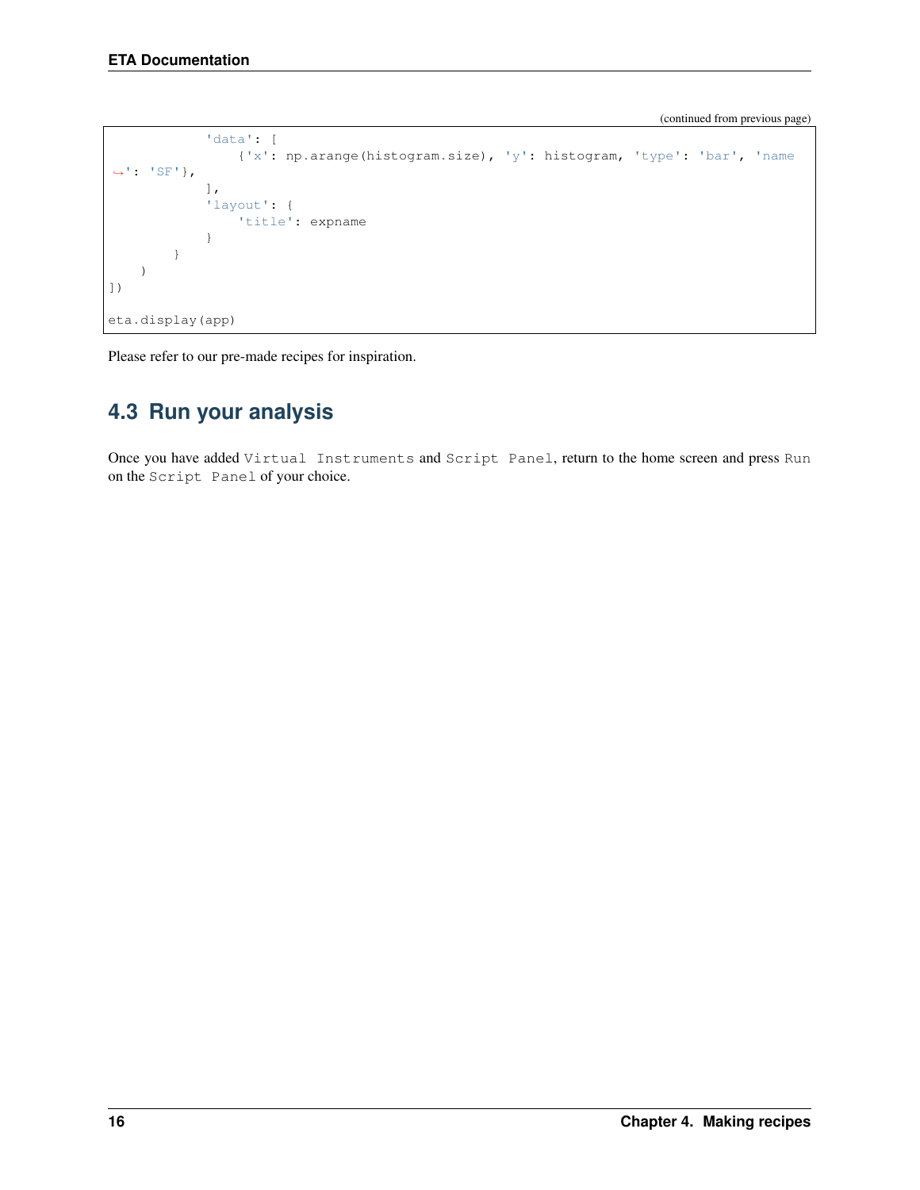(continued from previous page)

```
            'data': [
                {'x': np.arange(histogram.size), 'y': histogram, 'type': 'bar', 'name': 'SF'},
            ],
            'layout': {
                'title': expname
            }
        }
    )
])

eta.display(app)
```

Please refer to our pre-made recipes for inspiration.

## 4.3 Run your analysis

Once you have added `Virtual Instruments` and `Script Panel`, return to the home screen and press `Run` on the `Script Panel` of your choice.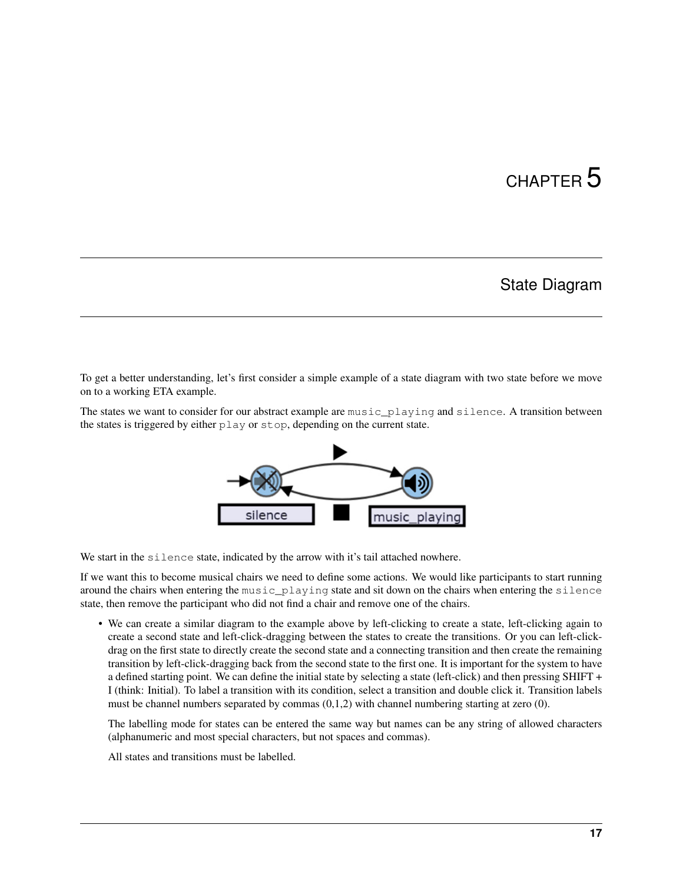# CHAPTER 5

## State Diagram

To get a better understanding, let's first consider a simple example of a state diagram with two state before we move on to a working ETA example.

The states we want to consider for our abstract example are `music_playing` and `silence`. A transition between the states is triggered by either `play` or `stop`, depending on the current state.

We start in the `silence` state, indicated by the arrow with it's tail attached nowhere.

If we want this to become musical chairs we need to define some actions. We would like participants to start running around the chairs when entering the `music_playing` state and sit down on the chairs when entering the `silence` state, then remove the participant who did not find a chair and remove one of the chairs.

- We can create a similar diagram to the example above by left-clicking to create a state, left-clicking again to create a second state and left-click-dragging between the states to create the transitions. Or you can left-click-drag on the first state to directly create the second state and a connecting transition and then create the remaining transition by left-click-dragging back from the second state to the first one. It is important for the system to have a defined starting point. We can define the initial state by selecting a state (left-click) and then pressing SHIFT + I (think: Initial). To label a transition with its condition, select a transition and double click it. Transition labels must be channel numbers separated by commas (0,1,2) with channel numbering starting at zero (0).

  The labelling mode for states can be entered the same way but names can be any string of allowed characters (alphanumeric and most special characters, but not spaces and commas).

  All states and transitions must be labelled.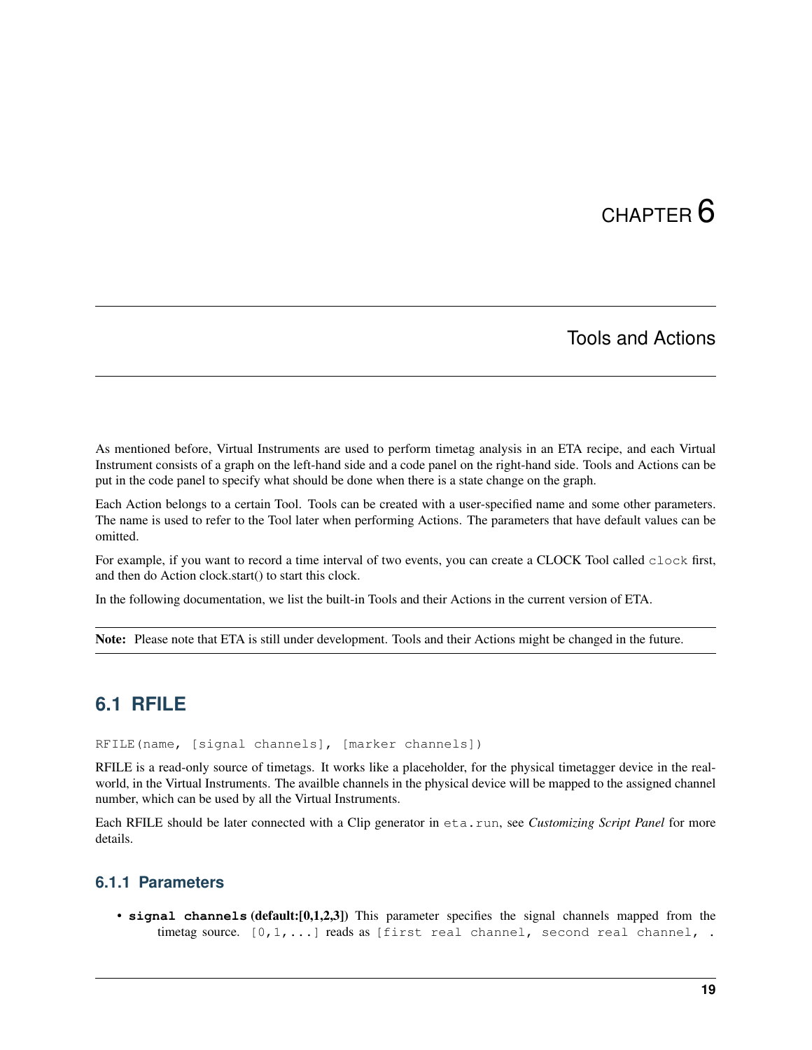# CHAPTER 6

# Tools and Actions

As mentioned before, Virtual Instruments are used to perform timetag analysis in an ETA recipe, and each Virtual Instrument consists of a graph on the left-hand side and a code panel on the right-hand side. Tools and Actions can be put in the code panel to specify what should be done when there is a state change on the graph.

Each Action belongs to a certain Tool. Tools can be created with a user-specified name and some other parameters. The name is used to refer to the Tool later when performing Actions. The parameters that have default values can be omitted.

For example, if you want to record a time interval of two events, you can create a CLOCK Tool called `clock` first, and then do Action clock.start() to start this clock.

In the following documentation, we list the built-in Tools and their Actions in the current version of ETA.

**Note:** Please note that ETA is still under development. Tools and their Actions might be changed in the future.

## 6.1 RFILE

`RFILE(name, [signal channels], [marker channels])`

RFILE is a read-only source of timetags. It works like a placeholder, for the physical timetagger device in the real-world, in the Virtual Instruments. The availble channels in the physical device will be mapped to the assigned channel number, which can be used by all the Virtual Instruments.

Each RFILE should be later connected with a Clip generator in `eta.run`, see *Customizing Script Panel* for more details.

### 6.1.1 Parameters

- **`signal channels`** **(default:[0,1,2,3])** This parameter specifies the signal channels mapped from the timetag source. `[0,1,...]` reads as `[first real channel, second real channel, .`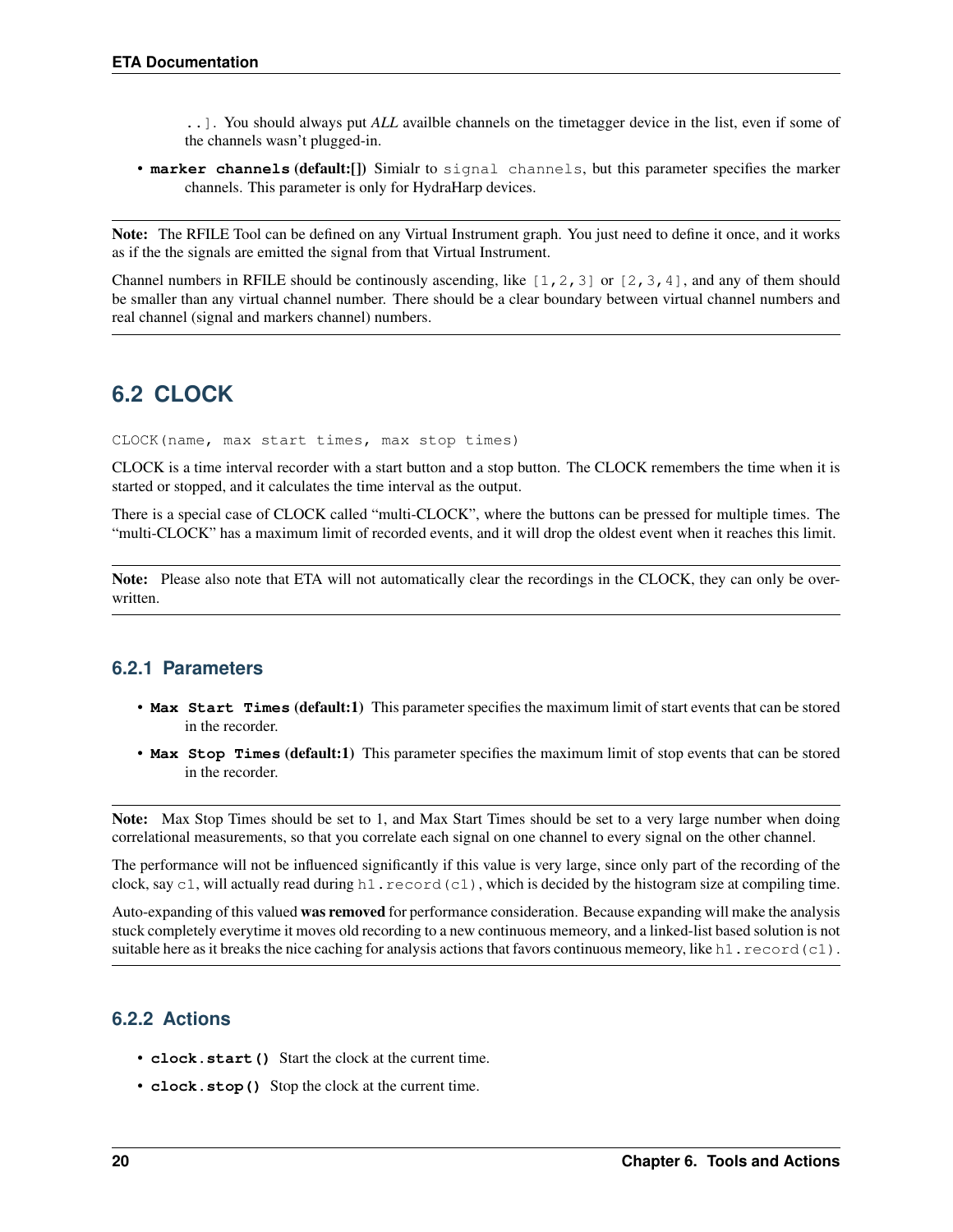`..]`. You should always put *ALL* availble channels on the timetagger device in the list, even if some of the channels wasn't plugged-in.

- **`marker channels` (default:[])** Simialr to `signal channels`, but this parameter specifies the marker channels. This parameter is only for HydraHarp devices.

---

**Note:** The RFILE Tool can be defined on any Virtual Instrument graph. You just need to define it once, and it works as if the the signals are emitted the signal from that Virtual Instrument.

Channel numbers in RFILE should be continously ascending, like `[1,2,3]` or `[2,3,4]`, and any of them should be smaller than any virtual channel number. There should be a clear boundary between virtual channel numbers and real channel (signal and markers channel) numbers.

---

## 6.2 CLOCK

`CLOCK(name, max start times, max stop times)`

CLOCK is a time interval recorder with a start button and a stop button. The CLOCK remembers the time when it is started or stopped, and it calculates the time interval as the output.

There is a special case of CLOCK called "multi-CLOCK", where the buttons can be pressed for multiple times. The "multi-CLOCK" has a maximum limit of recorded events, and it will drop the oldest event when it reaches this limit.

---

**Note:** Please also note that ETA will not automatically clear the recordings in the CLOCK, they can only be overwritten.

---

### 6.2.1 Parameters

- **`Max Start Times` (default:1)** This parameter specifies the maximum limit of start events that can be stored in the recorder.
- **`Max Stop Times` (default:1)** This parameter specifies the maximum limit of stop events that can be stored in the recorder.

---

**Note:** Max Stop Times should be set to 1, and Max Start Times should be set to a very large number when doing correlational measurements, so that you correlate each signal on one channel to every signal on the other channel.

The performance will not be influenced significantly if this value is very large, since only part of the recording of the clock, say `c1`, will actually read during `h1.record(c1)`, which is decided by the histogram size at compiling time.

Auto-expanding of this valued **was removed** for performance consideration. Because expanding will make the analysis stuck completely everytime it moves old recording to a new continuous memeory, and a linked-list based solution is not suitable here as it breaks the nice caching for analysis actions that favors continuous memeory, like `h1.record(c1)`.

---

### 6.2.2 Actions

- **`clock.start()`** Start the clock at the current time.
- **`clock.stop()`** Stop the clock at the current time.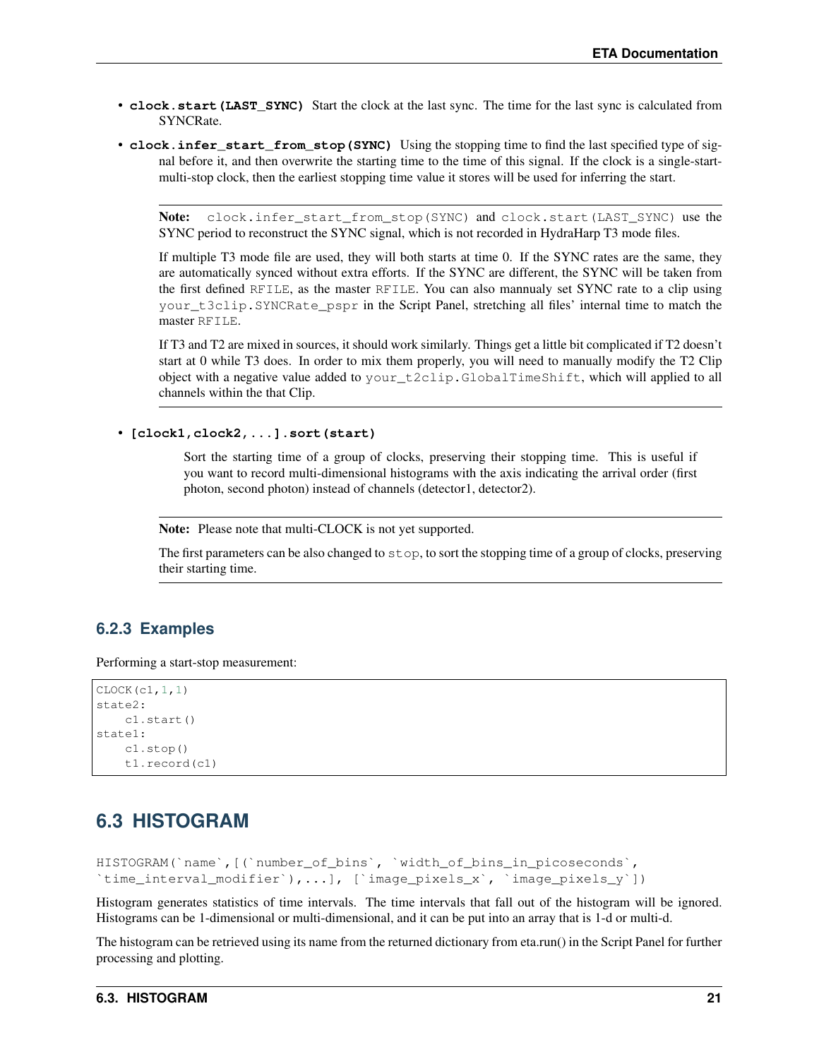- **clock.start(LAST_SYNC)** Start the clock at the last sync. The time for the last sync is calculated from SYNCRate.
- **clock.infer_start_from_stop(SYNC)** Using the stopping time to find the last specified type of signal before it, and then overwrite the starting time to the time of this signal. If the clock is a single-start-multi-stop clock, then the earliest stopping time value it stores will be used for inferring the start.

> **Note:** `clock.infer_start_from_stop(SYNC)` and `clock.start(LAST_SYNC)` use the SYNC period to reconstruct the SYNC signal, which is not recorded in HydraHarp T3 mode files.
>
> If multiple T3 mode file are used, they will both starts at time 0. If the SYNC rates are the same, they are automatically synced without extra efforts. If the SYNC are different, the SYNC will be taken from the first defined `RFILE`, as the master `RFILE`. You can also mannualy set SYNC rate to a clip using `your_t3clip.SYNCRate_pspr` in the Script Panel, stretching all files' internal time to match the master `RFILE`.
>
> If T3 and T2 are mixed in sources, it should work similarly. Things get a little bit complicated if T2 doesn't start at 0 while T3 does. In order to mix them properly, you will need to manually modify the T2 Clip object with a negative value added to `your_t2clip.GlobalTimeShift`, which will applied to all channels within the that Clip.

- **[clock1,clock2,...].sort(start)**

  Sort the starting time of a group of clocks, preserving their stopping time. This is useful if you want to record multi-dimensional histograms with the axis indicating the arrival order (first photon, second photon) instead of channels (detector1, detector2).

> **Note:** Please note that multi-CLOCK is not yet supported.
>
> The first parameters can be also changed to `stop`, to sort the stopping time of a group of clocks, preserving their starting time.

### 6.2.3 Examples

Performing a start-stop measurement:

```
CLOCK(c1,1,1)
state2:
    c1.start()
state1:
    c1.stop()
    t1.record(c1)
```

## 6.3 HISTOGRAM

`HISTOGRAM(`name`,[(`number_of_bins`, `width_of_bins_in_picoseconds`, `time_interval_modifier`),...], [`image_pixels_x`, `image_pixels_y`])`

Histogram generates statistics of time intervals. The time intervals that fall out of the histogram will be ignored. Histograms can be 1-dimensional or multi-dimensional, and it can be put into an array that is 1-d or multi-d.

The histogram can be retrieved using its name from the returned dictionary from eta.run() in the Script Panel for further processing and plotting.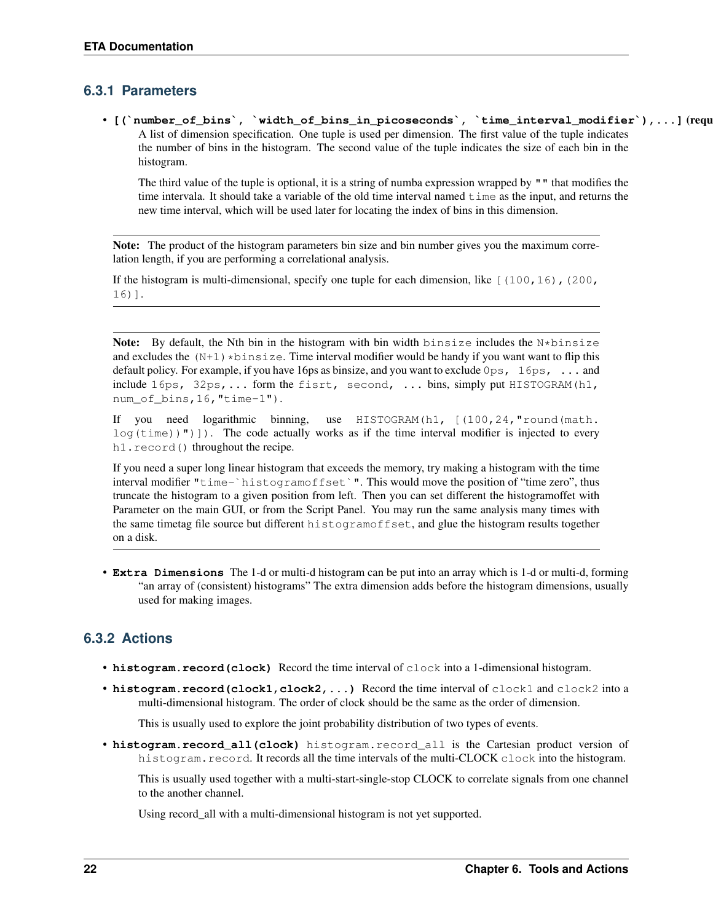### 6.3.1 Parameters

- **[(`number_of_bins`, `width_of_bins_in_picoseconds`, `time_interval_modifier`),...] (requ** A list of dimension specification. One tuple is used per dimension. The first value of the tuple indicates the number of bins in the histogram. The second value of the tuple indicates the size of each bin in the histogram.

  The third value of the tuple is optional, it is a string of numba expression wrapped by `""` that modifies the time intervala. It should take a variable of the old time interval named `time` as the input, and returns the new time interval, which will be used later for locating the index of bins in this dimension.

> **Note:** The product of the histogram parameters bin size and bin number gives you the maximum correlation length, if you are performing a correlational analysis.
>
> If the histogram is multi-dimensional, specify one tuple for each dimension, like `[(100,16),(200, 16)]`.

> **Note:** By default, the Nth bin in the histogram with bin width `binsize` includes the `N*binsize` and excludes the `(N+1)*binsize`. Time interval modifier would be handy if you want want to flip this default policy. For example, if you have 16ps as binsize, and you want to exclude `0ps, 16ps, ...` and include `16ps, 32ps,...` form the `fisrt, second, ...` bins, simply put `HISTOGRAM(h1, num_of_bins,16,"time-1")`.
>
> If you need logarithmic binning, use `HISTOGRAM(h1, [(100,24,"round(math.log(time))")])`. The code actually works as if the time interval modifier is injected to every `h1.record()` throughout the recipe.
>
> If you need a super long linear histogram that exceeds the memory, try making a histogram with the time interval modifier `"time-`histogramoffset`"`. This would move the position of "time zero", thus truncate the histogram to a given position from left. Then you can set different the histogramoffet with Parameter on the main GUI, or from the Script Panel. You may run the same analysis many times with the same timetag file source but different `histogramoffset`, and glue the histogram results together on a disk.

- **Extra Dimensions** The 1-d or multi-d histogram can be put into an array which is 1-d or multi-d, forming "an array of (consistent) histograms" The extra dimension adds before the histogram dimensions, usually used for making images.

### 6.3.2 Actions

- **histogram.record(clock)** Record the time interval of `clock` into a 1-dimensional histogram.
- **histogram.record(clock1,clock2,...)** Record the time interval of `clock1` and `clock2` into a multi-dimensional histogram. The order of clock should be the same as the order of dimension.

  This is usually used to explore the joint probability distribution of two types of events.

- **histogram.record_all(clock)** `histogram.record_all` is the Cartesian product version of `histogram.record`. It records all the time intervals of the multi-CLOCK `clock` into the histogram.

  This is usually used together with a multi-start-single-stop CLOCK to correlate signals from one channel to the another channel.

  Using record_all with a multi-dimensional histogram is not yet supported.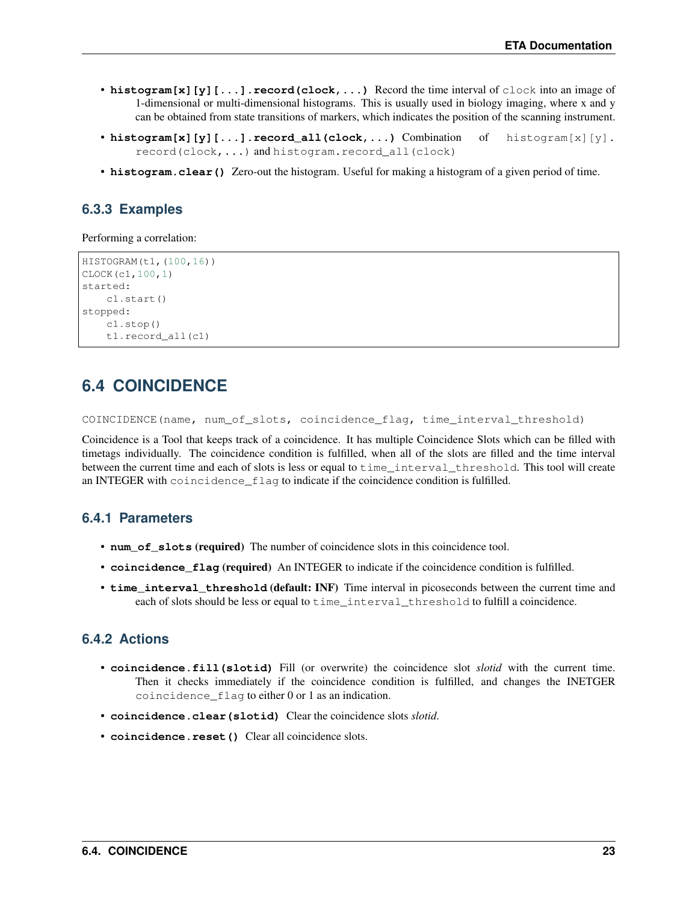- **`histogram[x][y][...].record(clock,...)`** Record the time interval of `clock` into an image of 1-dimensional or multi-dimensional histograms. This is usually used in biology imaging, where x and y can be obtained from state transitions of markers, which indicates the position of the scanning instrument.
- **`histogram[x][y][...].record_all(clock,...)`** Combination of `histogram[x][y].record(clock,...)` and `histogram.record_all(clock)`
- **`histogram.clear()`** Zero-out the histogram. Useful for making a histogram of a given period of time.

### 6.3.3 Examples

Performing a correlation:

```
HISTOGRAM(t1,(100,16))
CLOCK(c1,100,1)
started:
    c1.start()
stopped:
    c1.stop()
    t1.record_all(c1)
```

## 6.4 COINCIDENCE

`COINCIDENCE(name, num_of_slots, coincidence_flag, time_interval_threshold)`

Coincidence is a Tool that keeps track of a coincidence. It has multiple Coincidence Slots which can be filled with timetags individually. The coincidence condition is fulfilled, when all of the slots are filled and the time interval between the current time and each of slots is less or equal to `time_interval_threshold`. This tool will create an INTEGER with `coincidence_flag` to indicate if the coincidence condition is fulfilled.

### 6.4.1 Parameters

- **`num_of_slots` (required)** The number of coincidence slots in this coincidence tool.
- **`coincidence_flag` (required)** An INTEGER to indicate if the coincidence condition is fulfilled.
- **`time_interval_threshold` (default: INF)** Time interval in picoseconds between the current time and each of slots should be less or equal to `time_interval_threshold` to fulfill a coincidence.

### 6.4.2 Actions

- **`coincidence.fill(slotid)`** Fill (or overwrite) the coincidence slot *slotid* with the current time. Then it checks immediately if the coincidence condition is fulfilled, and changes the INETGER `coincidence_flag` to either 0 or 1 as an indication.
- **`coincidence.clear(slotid)`** Clear the coincidence slots *slotid*.
- **`coincidence.reset()`** Clear all coincidence slots.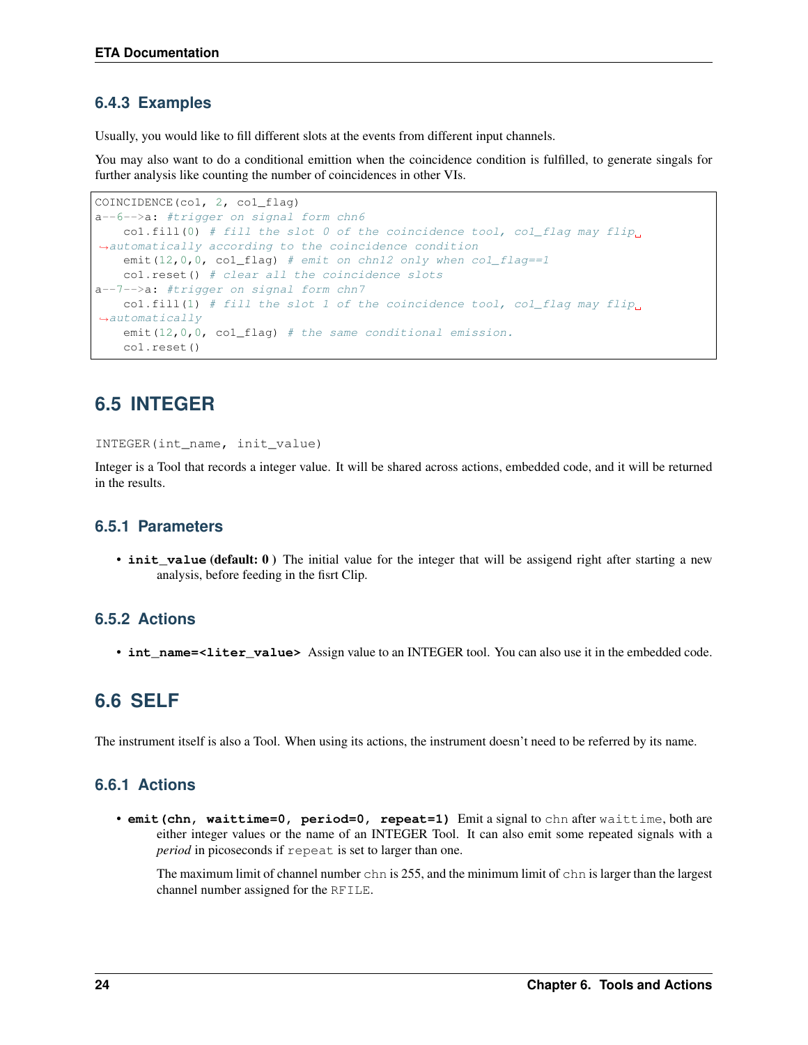### 6.4.3 Examples

Usually, you would like to fill different slots at the events from different input channels.

You may also want to do a conditional emittion when the coincidence condition is fulfilled, to generate singals for further analysis like counting the number of coincidences in other VIs.

```
COINCIDENCE(co1, 2, co1_flag)
a--6-->a: #trigger on signal form chn6
    co1.fill(0) # fill the slot 0 of the coincidence tool, co1_flag may flip automatically according to the coincidence condition
    emit(12,0,0, co1_flag) # emit on chnl2 only when co1_flag==1
    co1.reset() # clear all the coincidence slots
a--7-->a: #trigger on signal form chn7
    co1.fill(1) # fill the slot 1 of the coincidence tool, co1_flag may flip automatically
    emit(12,0,0, co1_flag) # the same conditional emission.
    co1.reset()
```

## 6.5 INTEGER

```
INTEGER(int_name, init_value)
```

Integer is a Tool that records a integer value. It will be shared across actions, embedded code, and it will be returned in the results.

### 6.5.1 Parameters

- **`init_value`** **(default: 0 )** The initial value for the integer that will be assigend right after starting a new analysis, before feeding in the fisrt Clip.

### 6.5.2 Actions

- **`int_name=<liter_value>`** Assign value to an INTEGER tool. You can also use it in the embedded code.

## 6.6 SELF

The instrument itself is also a Tool. When using its actions, the instrument doesn't need to be referred by its name.

### 6.6.1 Actions

- **`emit(chn, waittime=0, period=0, repeat=1)`** Emit a signal to `chn` after `waittime`, both are either integer values or the name of an INTEGER Tool. It can also emit some repeated signals with a *period* in picoseconds if `repeat` is set to larger than one.

  The maximum limit of channel number `chn` is 255, and the minimum limit of `chn` is larger than the largest channel number assigned for the `RFILE`.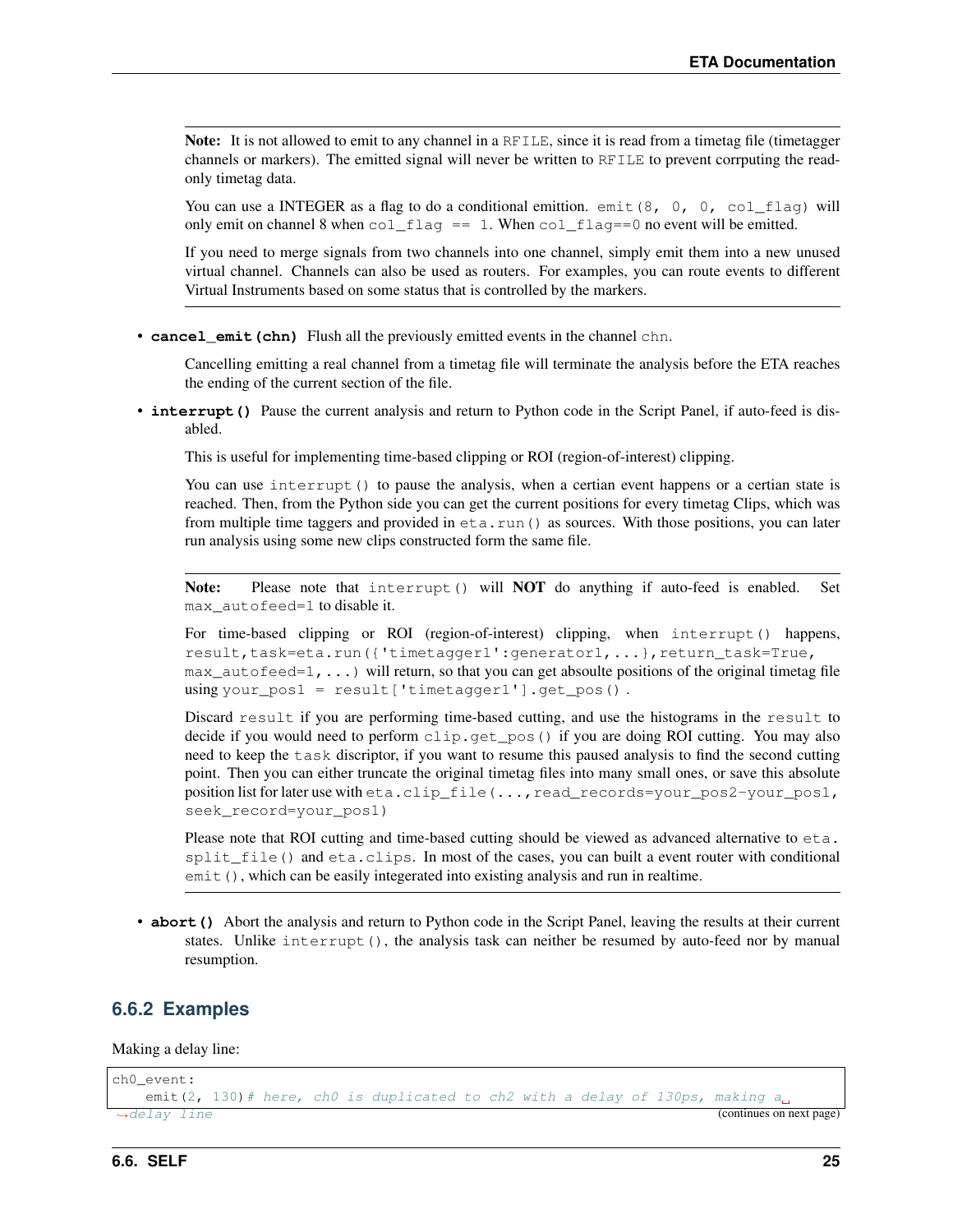**Note:** It is not allowed to emit to any channel in a `RFILE`, since it is read from a timetag file (timetagger channels or markers). The emitted signal will never be written to `RFILE` to prevent corrputing the read-only timetag data.

You can use a INTEGER as a flag to do a conditional emittion. `emit(8, 0, 0, co1_flag)` will only emit on channel 8 when `co1_flag == 1`. When `co1_flag==0` no event will be emitted.

If you need to merge signals from two channels into one channel, simply emit them into a new unused virtual channel. Channels can also be used as routers. For examples, you can route events to different Virtual Instruments based on some status that is controlled by the markers.

- **`cancel_emit(chn)`** Flush all the previously emitted events in the channel `chn`.

  Cancelling emitting a real channel from a timetag file will terminate the analysis before the ETA reaches the ending of the current section of the file.

- **`interrupt()`** Pause the current analysis and return to Python code in the Script Panel, if auto-feed is disabled.

  This is useful for implementing time-based clipping or ROI (region-of-interest) clipping.

  You can use `interrupt()` to pause the analysis, when a certian event happens or a certian state is reached. Then, from the Python side you can get the current positions for every timetag Clips, which was from multiple time taggers and provided in `eta.run()` as sources. With those positions, you can later run analysis using some new clips constructed form the same file.

  **Note:** Please note that `interrupt()` will **NOT** do anything if auto-feed is enabled. Set `max_autofeed=1` to disable it.

  For time-based clipping or ROI (region-of-interest) clipping, when `interrupt()` happens, `result,task=eta.run({'timetagger1':generator1,...},return_task=True, max_autofeed=1,...)` will return, so that you can get absoulte positions of the original timetag file using `your_pos1 = result['timetagger1'].get_pos()`.

  Discard `result` if you are performing time-based cutting, and use the histograms in the `result` to decide if you would need to perform `clip.get_pos()` if you are doing ROI cutting. You may also need to keep the `task` discriptor, if you want to resume this paused analysis to find the second cutting point. Then you can either truncate the original timetag files into many small ones, or save this absolute position list for later use with `eta.clip_file(...,read_records=your_pos2-your_pos1, seek_record=your_pos1)`

  Please note that ROI cutting and time-based cutting should be viewed as advanced alternative to `eta.split_file()` and `eta.clips`. In most of the cases, you can built a event router with conditional `emit()`, which can be easily integerated into existing analysis and run in realtime.

- **`abort()`** Abort the analysis and return to Python code in the Script Panel, leaving the results at their current states. Unlike `interrupt()`, the analysis task can neither be resumed by auto-feed nor by manual resumption.

### 6.6.2 Examples

Making a delay line:

```
ch0_event:
    emit(2, 130)# here, ch0 is duplicated to ch2 with a delay of 130ps, making a delay line
```

(continues on next page)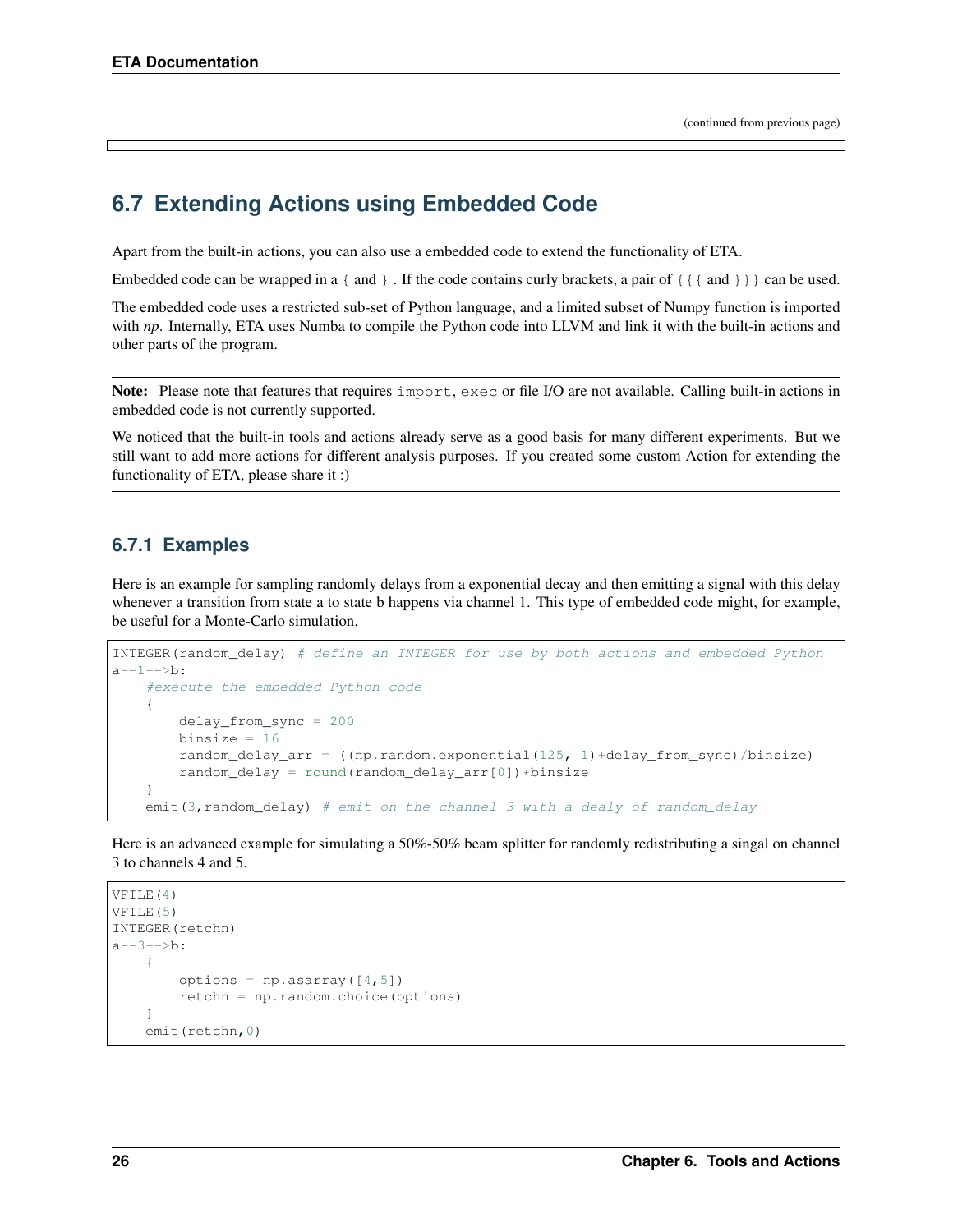(continued from previous page)

## 6.7 Extending Actions using Embedded Code

Apart from the built-in actions, you can also use a embedded code to extend the functionality of ETA.

Embedded code can be wrapped in a `{` and `}`. If the code contains curly brackets, a pair of `{{{` and `}}}` can be used.

The embedded code uses a restricted sub-set of Python language, and a limited subset of Numpy function is imported with *np*. Internally, ETA uses Numba to compile the Python code into LLVM and link it with the built-in actions and other parts of the program.

---

**Note:** Please note that features that requires `import`, `exec` or file I/O are not available. Calling built-in actions in embedded code is not currently supported.

We noticed that the built-in tools and actions already serve as a good basis for many different experiments. But we still want to add more actions for different analysis purposes. If you created some custom Action for extending the functionality of ETA, please share it :)

---

### 6.7.1 Examples

Here is an example for sampling randomly delays from a exponential decay and then emitting a signal with this delay whenever a transition from state a to state b happens via channel 1. This type of embedded code might, for example, be useful for a Monte-Carlo simulation.

```
INTEGER(random_delay) # define an INTEGER for use by both actions and embedded Python
a--1-->b:
    #execute the embedded Python code
    {
        delay_from_sync = 200
        binsize = 16
        random_delay_arr = ((np.random.exponential(125, 1)+delay_from_sync)/binsize)
        random_delay = round(random_delay_arr[0])*binsize
    }
    emit(3,random_delay) # emit on the channel 3 with a dealy of random_delay
```

Here is an advanced example for simulating a 50%-50% beam splitter for randomly redistributing a singal on channel 3 to channels 4 and 5.

```
VFILE(4)
VFILE(5)
INTEGER(retchn)
a--3-->b:
    {
        options = np.asarray([4,5])
        retchn = np.random.choice(options)
    }
    emit(retchn,0)
```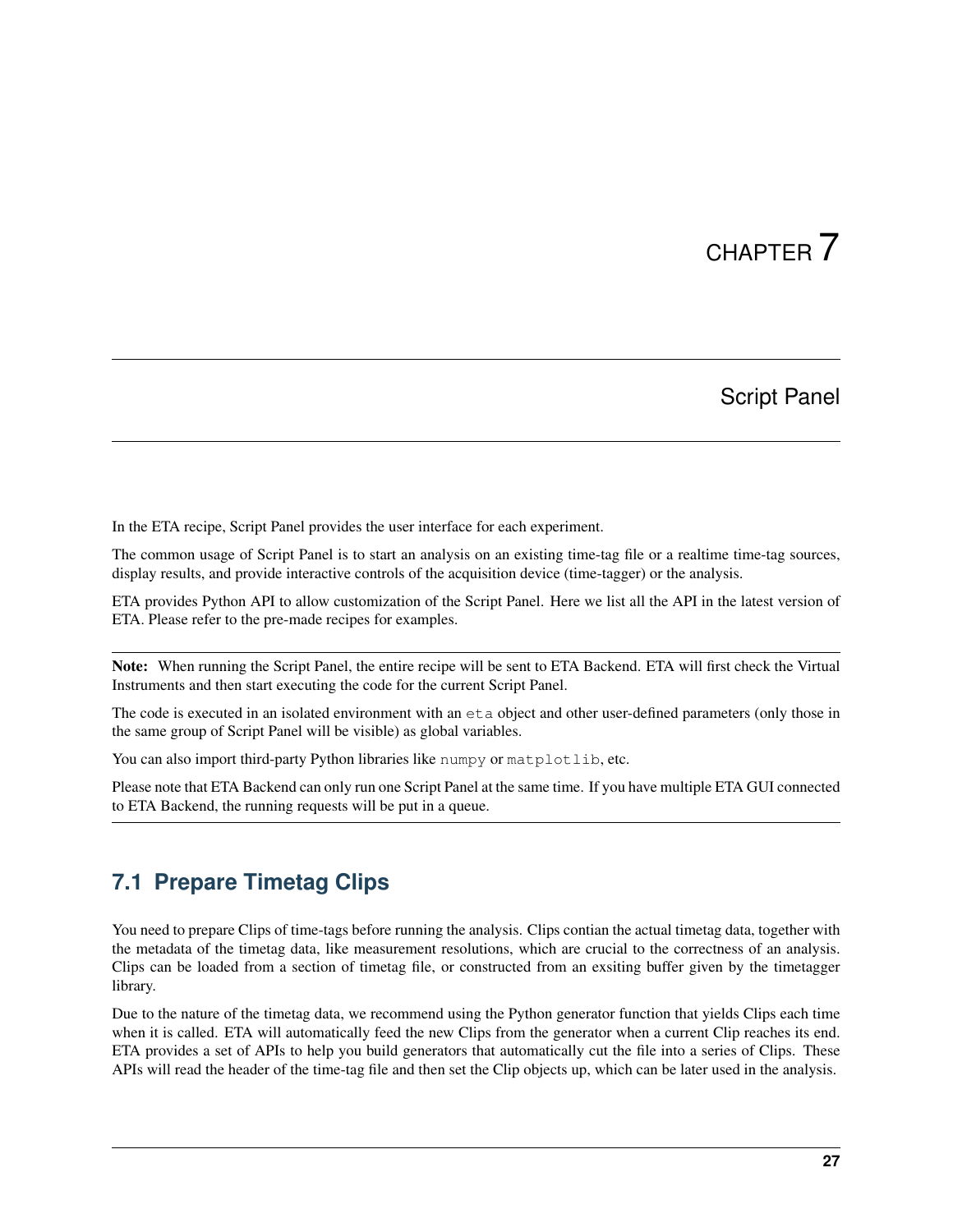# CHAPTER 7

# Script Panel

In the ETA recipe, Script Panel provides the user interface for each experiment.

The common usage of Script Panel is to start an analysis on an existing time-tag file or a realtime time-tag sources, display results, and provide interactive controls of the acquisition device (time-tagger) or the analysis.

ETA provides Python API to allow customization of the Script Panel. Here we list all the API in the latest version of ETA. Please refer to the pre-made recipes for examples.

**Note:** When running the Script Panel, the entire recipe will be sent to ETA Backend. ETA will first check the Virtual Instruments and then start executing the code for the current Script Panel.

The code is executed in an isolated environment with an `eta` object and other user-defined parameters (only those in the same group of Script Panel will be visible) as global variables.

You can also import third-party Python libraries like `numpy` or `matplotlib`, etc.

Please note that ETA Backend can only run one Script Panel at the same time. If you have multiple ETA GUI connected to ETA Backend, the running requests will be put in a queue.

## 7.1 Prepare Timetag Clips

You need to prepare Clips of time-tags before running the analysis. Clips contian the actual timetag data, together with the metadata of the timetag data, like measurement resolutions, which are crucial to the correctness of an analysis. Clips can be loaded from a section of timetag file, or constructed from an exsiting buffer given by the timetagger library.

Due to the nature of the timetag data, we recommend using the Python generator function that yields Clips each time when it is called. ETA will automatically feed the new Clips from the generator when a current Clip reaches its end. ETA provides a set of APIs to help you build generators that automatically cut the file into a series of Clips. These APIs will read the header of the time-tag file and then set the Clip objects up, which can be later used in the analysis.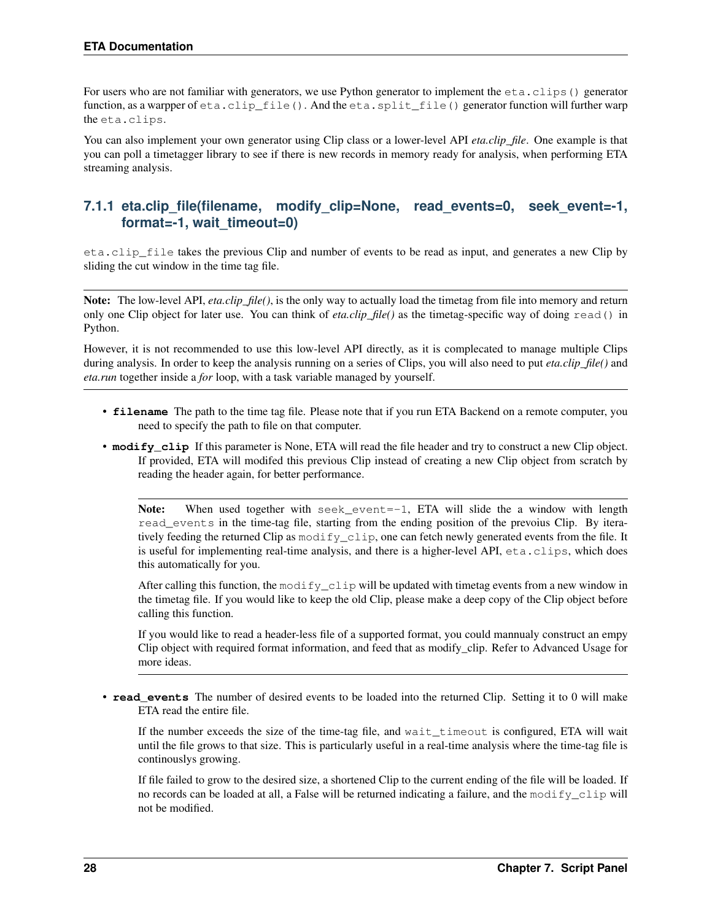For users who are not familiar with generators, we use Python generator to implement the `eta.clips()` generator function, as a warpper of `eta.clip_file()`. And the `eta.split_file()` generator function will further warp the `eta.clips`.

You can also implement your own generator using Clip class or a lower-level API *eta.clip_file*. One example is that you can poll a timetagger library to see if there is new records in memory ready for analysis, when performing ETA streaming analysis.

### 7.1.1 eta.clip_file(filename, modify_clip=None, read_events=0, seek_event=-1, format=-1, wait_timeout=0)

`eta.clip_file` takes the previous Clip and number of events to be read as input, and generates a new Clip by sliding the cut window in the time tag file.

---

**Note:** The low-level API, *eta.clip_file()*, is the only way to actually load the timetag from file into memory and return only one Clip object for later use. You can think of *eta.clip_file()* as the timetag-specific way of doing `read()` in Python.

However, it is not recommended to use this low-level API directly, as it is complecated to manage multiple Clips during analysis. In order to keep the analysis running on a series of Clips, you will also need to put *eta.clip_file()* and *eta.run* together inside a *for* loop, with a task variable managed by yourself.

---

- **`filename`** The path to the time tag file. Please note that if you run ETA Backend on a remote computer, you need to specify the path to file on that computer.
- **`modify_clip`** If this parameter is None, ETA will read the file header and try to construct a new Clip object. If provided, ETA will modifed this previous Clip instead of creating a new Clip object from scratch by reading the header again, for better performance.

  ---

  **Note:** When used together with `seek_event=-1`, ETA will slide the a window with length `read_events` in the time-tag file, starting from the ending position of the prevoius Clip. By iteratively feeding the returned Clip as `modify_clip`, one can fetch newly generated events from the file. It is useful for implementing real-time analysis, and there is a higher-level API, `eta.clips`, which does this automatically for you.

  After calling this function, the `modify_clip` will be updated with timetag events from a new window in the timetag file. If you would like to keep the old Clip, please make a deep copy of the Clip object before calling this function.

  If you would like to read a header-less file of a supported format, you could mannualy construct an empy Clip object with required format information, and feed that as modify_clip. Refer to Advanced Usage for more ideas.

  ---

- **`read_events`** The number of desired events to be loaded into the returned Clip. Setting it to 0 will make ETA read the entire file.

  If the number exceeds the size of the time-tag file, and `wait_timeout` is configured, ETA will wait until the file grows to that size. This is particularly useful in a real-time analysis where the time-tag file is continouslys growing.

  If file failed to grow to the desired size, a shortened Clip to the current ending of the file will be loaded. If no records can be loaded at all, a False will be returned indicating a failure, and the `modify_clip` will not be modified.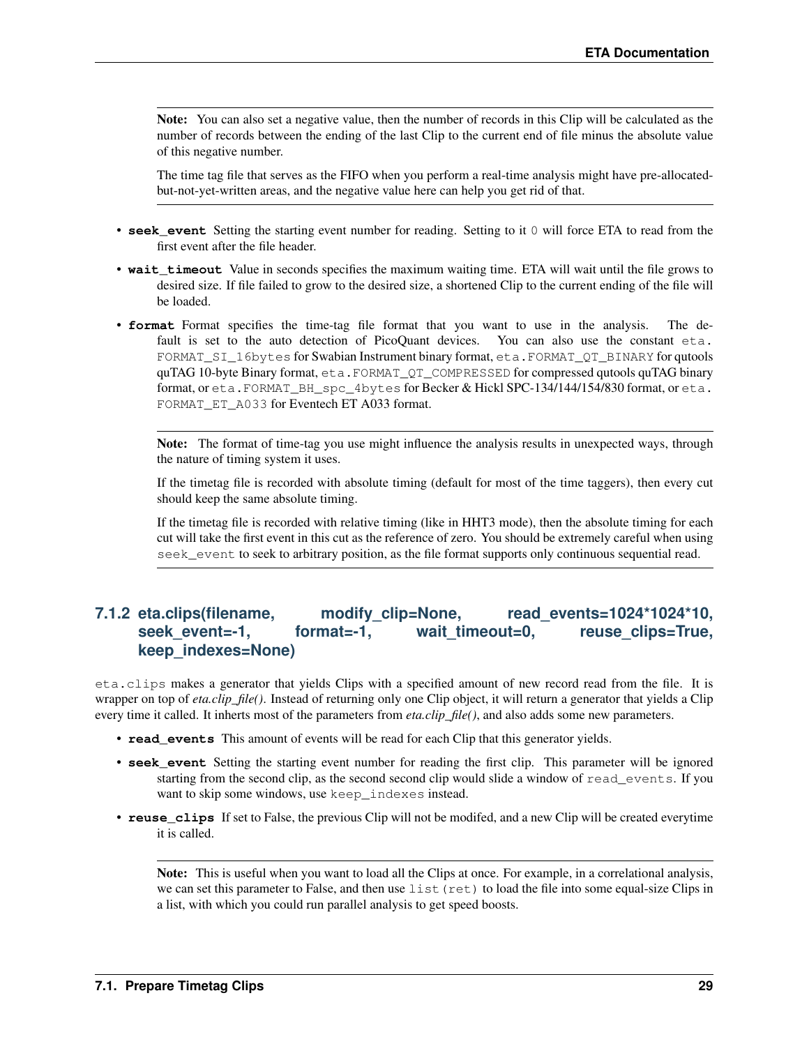**Note:** You can also set a negative value, then the number of records in this Clip will be calculated as the number of records between the ending of the last Clip to the current end of file minus the absolute value of this negative number.

The time tag file that serves as the FIFO when you perform a real-time analysis might have pre-allocated-but-not-yet-written areas, and the negative value here can help you get rid of that.

- **`seek_event`** Setting the starting event number for reading. Setting to it `0` will force ETA to read from the first event after the file header.
- **`wait_timeout`** Value in seconds specifies the maximum waiting time. ETA will wait until the file grows to desired size. If file failed to grow to the desired size, a shortened Clip to the current ending of the file will be loaded.
- **`format`** Format specifies the time-tag file format that you want to use in the analysis. The default is set to the auto detection of PicoQuant devices. You can also use the constant `eta.FORMAT_SI_16bytes` for Swabian Instrument binary format, `eta.FORMAT_QT_BINARY` for qutools quTAG 10-byte Binary format, `eta.FORMAT_QT_COMPRESSED` for compressed qutools quTAG binary format, or `eta.FORMAT_BH_spc_4bytes` for Becker & Hickl SPC-134/144/154/830 format, or `eta.FORMAT_ET_A033` for Eventech ET A033 format.

**Note:** The format of time-tag you use might influence the analysis results in unexpected ways, through the nature of timing system it uses.

If the timetag file is recorded with absolute timing (default for most of the time taggers), then every cut should keep the same absolute timing.

If the timetag file is recorded with relative timing (like in HHT3 mode), then the absolute timing for each cut will take the first event in this cut as the reference of zero. You should be extremely careful when using `seek_event` to seek to arbitrary position, as the file format supports only continuous sequential read.

### 7.1.2 eta.clips(filename, modify_clip=None, read_events=1024*1024*10, seek_event=-1, format=-1, wait_timeout=0, reuse_clips=True, keep_indexes=None)

`eta.clips` makes a generator that yields Clips with a specified amount of new record read from the file. It is wrapper on top of *eta.clip_file()*. Instead of returning only one Clip object, it will return a generator that yields a Clip every time it called. It inherts most of the parameters from *eta.clip_file()*, and also adds some new parameters.

- **`read_events`** This amount of events will be read for each Clip that this generator yields.
- **`seek_event`** Setting the starting event number for reading the first clip. This parameter will be ignored starting from the second clip, as the second second clip would slide a window of `read_events`. If you want to skip some windows, use `keep_indexes` instead.
- **`reuse_clips`** If set to False, the previous Clip will not be modifed, and a new Clip will be created everytime it is called.

**Note:** This is useful when you want to load all the Clips at once. For example, in a correlational analysis, we can set this parameter to False, and then use `list(ret)` to load the file into some equal-size Clips in a list, with which you could run parallel analysis to get speed boosts.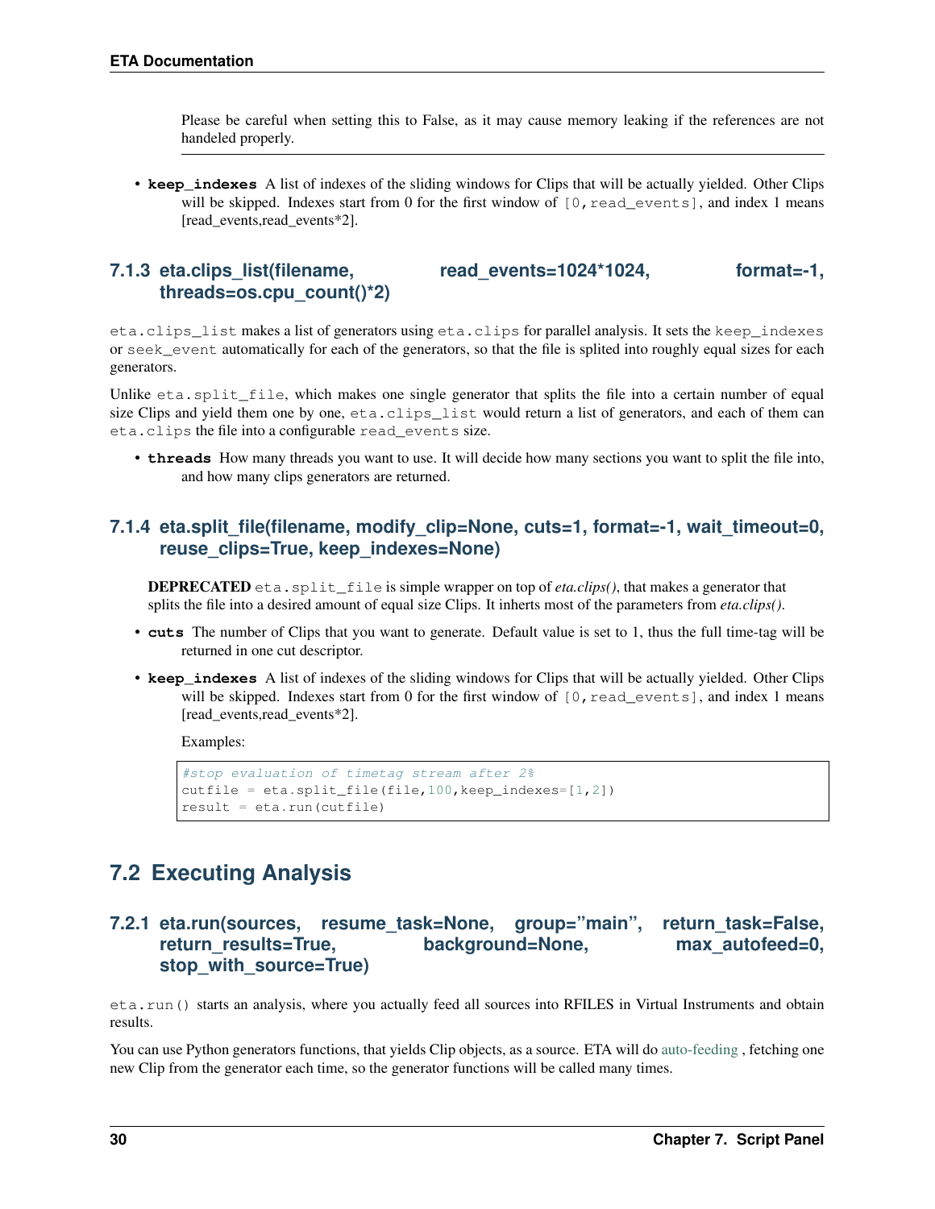Please be careful when setting this to False, as it may cause memory leaking if the references are not handeled properly.

- **keep_indexes** A list of indexes of the sliding windows for Clips that will be actually yielded. Other Clips will be skipped. Indexes start from 0 for the first window of `[0,read_events]`, and index 1 means [read_events,read_events*2].

### 7.1.3 eta.clips_list(filename, read_events=1024*1024, format=-1, threads=os.cpu_count()*2)

`eta.clips_list` makes a list of generators using `eta.clips` for parallel analysis. It sets the `keep_indexes` or `seek_event` automatically for each of the generators, so that the file is splited into roughly equal sizes for each generators.

Unlike `eta.split_file`, which makes one single generator that splits the file into a certain number of equal size Clips and yield them one by one, `eta.clips_list` would return a list of generators, and each of them can `eta.clips` the file into a configurable `read_events` size.

- **threads** How many threads you want to use. It will decide how many sections you want to split the file into, and how many clips generators are returned.

### 7.1.4 eta.split_file(filename, modify_clip=None, cuts=1, format=-1, wait_timeout=0, reuse_clips=True, keep_indexes=None)

**DEPRECATED** `eta.split_file` is simple wrapper on top of *eta.clips()*, that makes a generator that splits the file into a desired amount of equal size Clips. It inherts most of the parameters from *eta.clips()*.

- **cuts** The number of Clips that you want to generate. Default value is set to 1, thus the full time-tag will be returned in one cut descriptor.
- **keep_indexes** A list of indexes of the sliding windows for Clips that will be actually yielded. Other Clips will be skipped. Indexes start from 0 for the first window of `[0,read_events]`, and index 1 means [read_events,read_events*2].

  Examples:

```
#stop evaluation of timetag stream after 2%
cutfile = eta.split_file(file,100,keep_indexes=[1,2])
result = eta.run(cutfile)
```

## 7.2 Executing Analysis

### 7.2.1 eta.run(sources, resume_task=None, group="main", return_task=False, return_results=True, background=None, max_autofeed=0, stop_with_source=True)

`eta.run()` starts an analysis, where you actually feed all sources into RFILES in Virtual Instruments and obtain results.

You can use Python generators functions, that yields Clip objects, as a source. ETA will do auto-feeding , fetching one new Clip from the generator each time, so the generator functions will be called many times.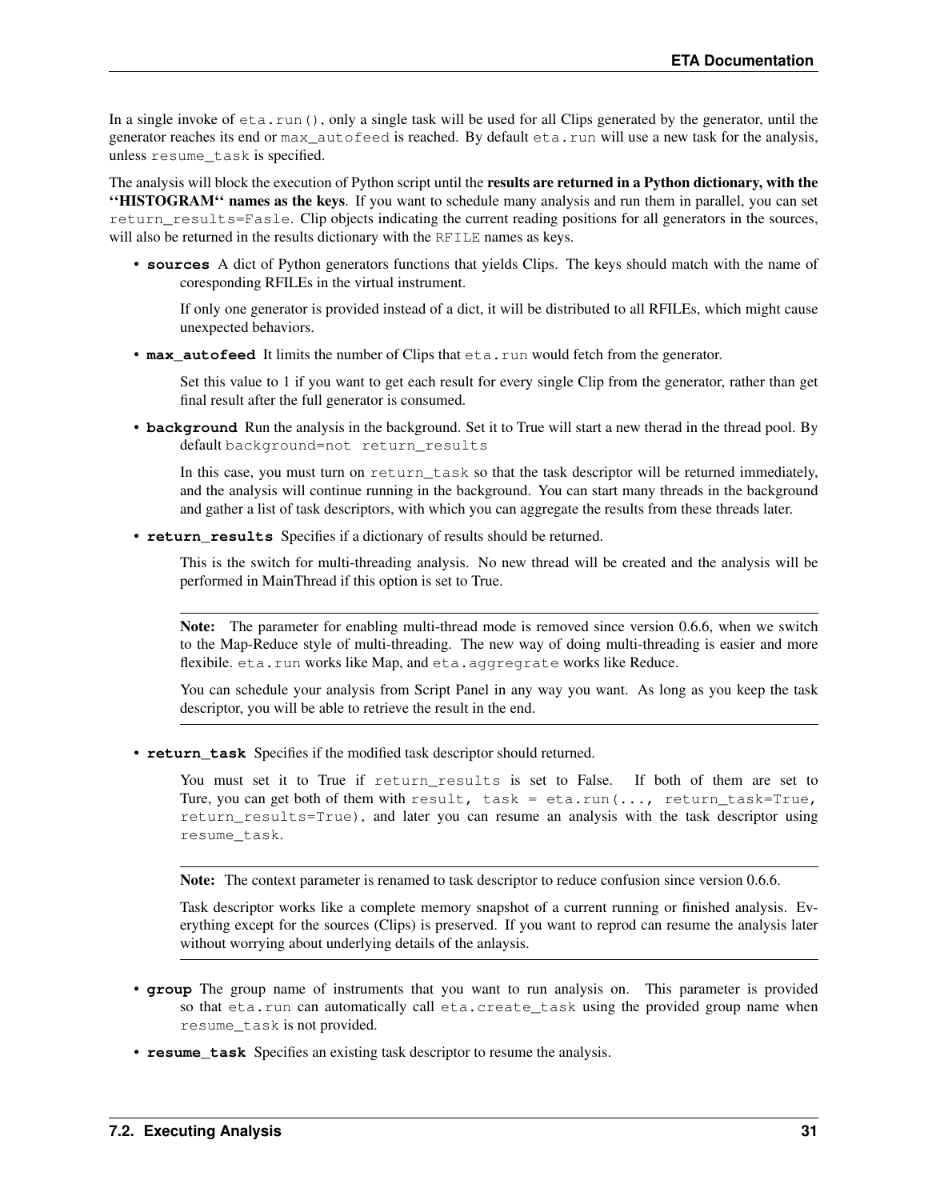In a single invoke of `eta.run()`, only a single task will be used for all Clips generated by the generator, until the generator reaches its end or `max_autofeed` is reached. By default `eta.run` will use a new task for the analysis, unless `resume_task` is specified.

The analysis will block the execution of Python script until the **results are returned in a Python dictionary, with the ''HISTOGRAM'' names as the keys**. If you want to schedule many analysis and run them in parallel, you can set `return_results=Fasle`. Clip objects indicating the current reading positions for all generators in the sources, will also be returned in the results dictionary with the `RFILE` names as keys.

- **`sources`** A dict of Python generators functions that yields Clips. The keys should match with the name of coresponding RFILEs in the virtual instrument.

  If only one generator is provided instead of a dict, it will be distributed to all RFILEs, which might cause unexpected behaviors.

- **`max_autofeed`** It limits the number of Clips that `eta.run` would fetch from the generator.

  Set this value to 1 if you want to get each result for every single Clip from the generator, rather than get final result after the full generator is consumed.

- **`background`** Run the analysis in the background. Set it to True will start a new therad in the thread pool. By default `background=not return_results`

  In this case, you must turn on `return_task` so that the task descriptor will be returned immediately, and the analysis will continue running in the background. You can start many threads in the background and gather a list of task descriptors, with which you can aggregate the results from these threads later.

- **`return_results`** Specifies if a dictionary of results should be returned.

  This is the switch for multi-threading analysis. No new thread will be created and the analysis will be performed in MainThread if this option is set to True.

  ---

  **Note:** The parameter for enabling multi-thread mode is removed since version 0.6.6, when we switch to the Map-Reduce style of multi-threading. The new way of doing multi-threading is easier and more flexibile. `eta.run` works like Map, and `eta.aggregrate` works like Reduce.

  You can schedule your analysis from Script Panel in any way you want. As long as you keep the task descriptor, you will be able to retrieve the result in the end.

  ---

- **`return_task`** Specifies if the modified task descriptor should returned.

  You must set it to True if `return_results` is set to False. If both of them are set to Ture, you can get both of them with `result, task = eta.run(..., return_task=True, return_results=True)`, and later you can resume an analysis with the task descriptor using `resume_task`.

  ---

  **Note:** The context parameter is renamed to task descriptor to reduce confusion since version 0.6.6.

  Task descriptor works like a complete memory snapshot of a current running or finished analysis. Everything except for the sources (Clips) is preserved. If you want to reprod can resume the analysis later without worrying about underlying details of the anlaysis.

  ---

- **`group`** The group name of instruments that you want to run analysis on. This parameter is provided so that `eta.run` can automatically call `eta.create_task` using the provided group name when `resume_task` is not provided.

- **`resume_task`** Specifies an existing task descriptor to resume the analysis.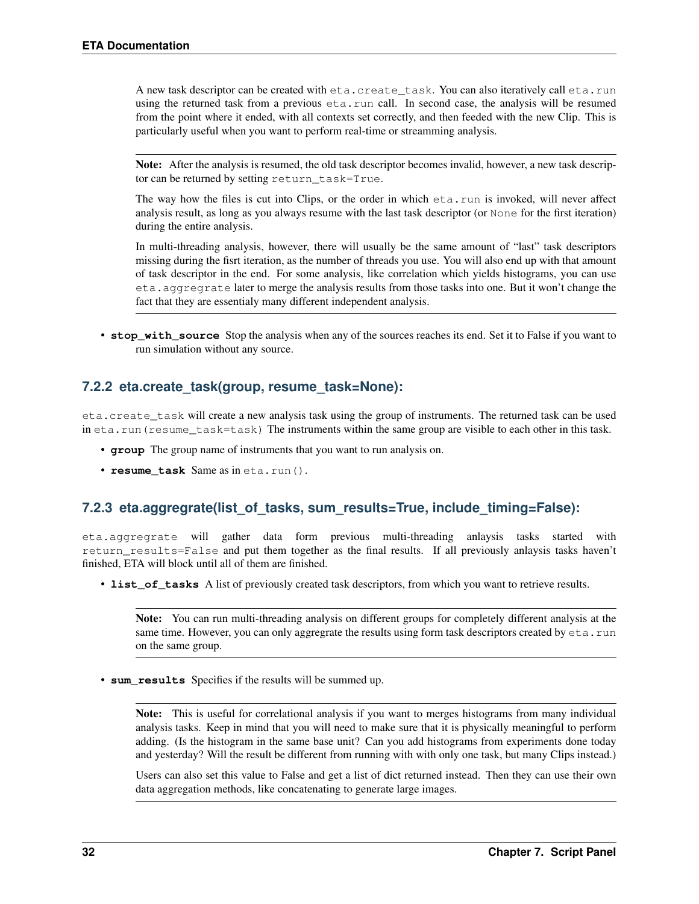A new task descriptor can be created with `eta.create_task`. You can also iteratively call `eta.run` using the returned task from a previous `eta.run` call. In second case, the analysis will be resumed from the point where it ended, with all contexts set correctly, and then feeded with the new Clip. This is particularly useful when you want to perform real-time or streamming analysis.

> **Note:** After the analysis is resumed, the old task descriptor becomes invalid, however, a new task descriptor can be returned by setting `return_task=True`.
>
> The way how the files is cut into Clips, or the order in which `eta.run` is invoked, will never affect analysis result, as long as you always resume with the last task descriptor (or `None` for the first iteration) during the entire analysis.
>
> In multi-threading analysis, however, there will usually be the same amount of "last" task descriptors missing during the fisrt iteration, as the number of threads you use. You will also end up with that amount of task descriptor in the end. For some analysis, like correlation which yields histograms, you can use `eta.aggregrate` later to merge the analysis results from those tasks into one. But it won't change the fact that they are essentialy many different independent analysis.

- **`stop_with_source`** Stop the analysis when any of the sources reaches its end. Set it to False if you want to run simulation without any source.

### 7.2.2 eta.create_task(group, resume_task=None):

`eta.create_task` will create a new analysis task using the group of instruments. The returned task can be used in `eta.run(resume_task=task)` The instruments within the same group are visible to each other in this task.

- **`group`** The group name of instruments that you want to run analysis on.
- **`resume_task`** Same as in `eta.run()`.

### 7.2.3 eta.aggregrate(list_of_tasks, sum_results=True, include_timing=False):

`eta.aggregrate` will gather data form previous multi-threading anlaysis tasks started with `return_results=False` and put them together as the final results. If all previously anlaysis tasks haven't finished, ETA will block until all of them are finished.

- **`list_of_tasks`** A list of previously created task descriptors, from which you want to retrieve results.

> **Note:** You can run multi-threading analysis on different groups for completely different analysis at the same time. However, you can only aggregrate the results using form task descriptors created by `eta.run` on the same group.

- **`sum_results`** Specifies if the results will be summed up.

> **Note:** This is useful for correlational analysis if you want to merges histograms from many individual analysis tasks. Keep in mind that you will need to make sure that it is physically meaningful to perform adding. (Is the histogram in the same base unit? Can you add histograms from experiments done today and yesterday? Will the result be different from running with with only one task, but many Clips instead.)
>
> Users can also set this value to False and get a list of dict returned instead. Then they can use their own data aggregation methods, like concatenating to generate large images.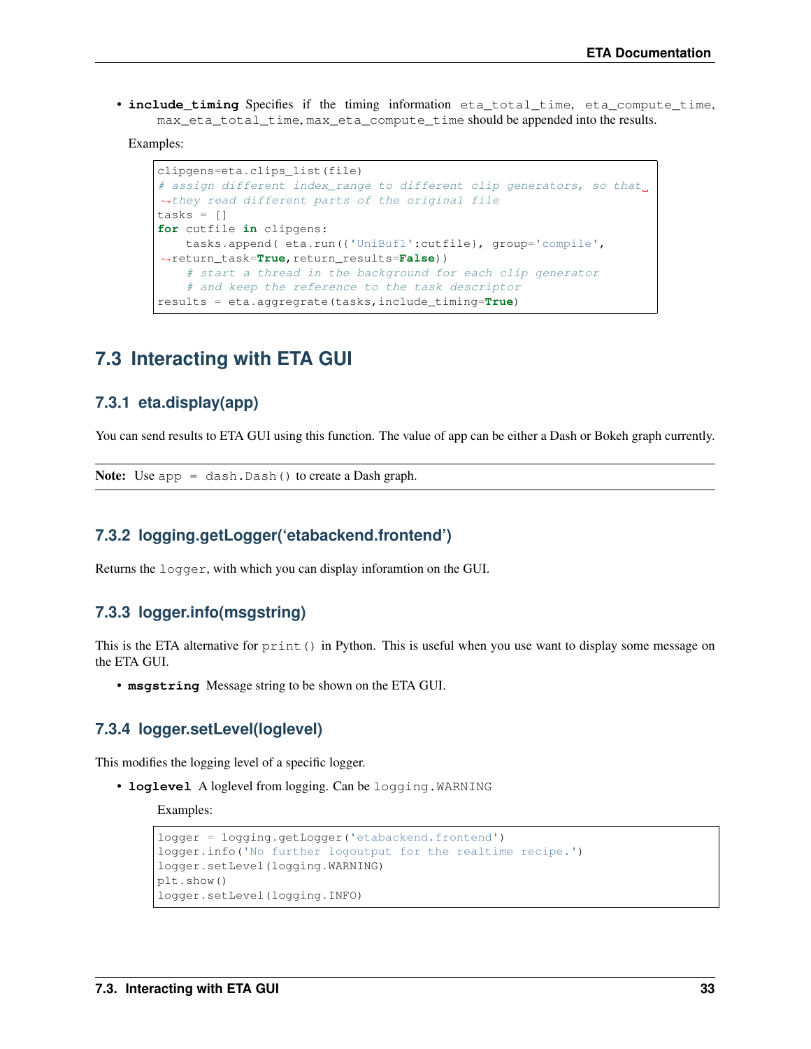- **include_timing** Specifies if the timing information `eta_total_time`, `eta_compute_time`, `max_eta_total_time`, `max_eta_compute_time` should be appended into the results.

  Examples:

```
clipgens=eta.clips_list(file)
# assign different index_range to different clip generators, so that they read different parts of the original file
tasks = []
for cutfile in clipgens:
    tasks.append( eta.run({'UniBuf1':cutfile}, group='compile', return_task=True,return_results=False))
    # start a thread in the background for each clip generator
    # and keep the reference to the task descriptor
results = eta.aggregrate(tasks,include_timing=True)
```

## 7.3 Interacting with ETA GUI

### 7.3.1 eta.display(app)

You can send results to ETA GUI using this function. The value of app can be either a Dash or Bokeh graph currently.

**Note:** Use `app = dash.Dash()` to create a Dash graph.

### 7.3.2 logging.getLogger('etabackend.frontend')

Returns the `logger`, with which you can display inforamtion on the GUI.

### 7.3.3 logger.info(msgstring)

This is the ETA alternative for `print()` in Python. This is useful when you use want to display some message on the ETA GUI.

- **msgstring** Message string to be shown on the ETA GUI.

### 7.3.4 logger.setLevel(loglevel)

This modifies the logging level of a specific logger.

- **loglevel** A loglevel from logging. Can be `logging.WARNING`

  Examples:

```
logger = logging.getLogger('etabackend.frontend')
logger.info('No further logoutput for the realtime recipe.')
logger.setLevel(logging.WARNING)
plt.show()
logger.setLevel(logging.INFO)
```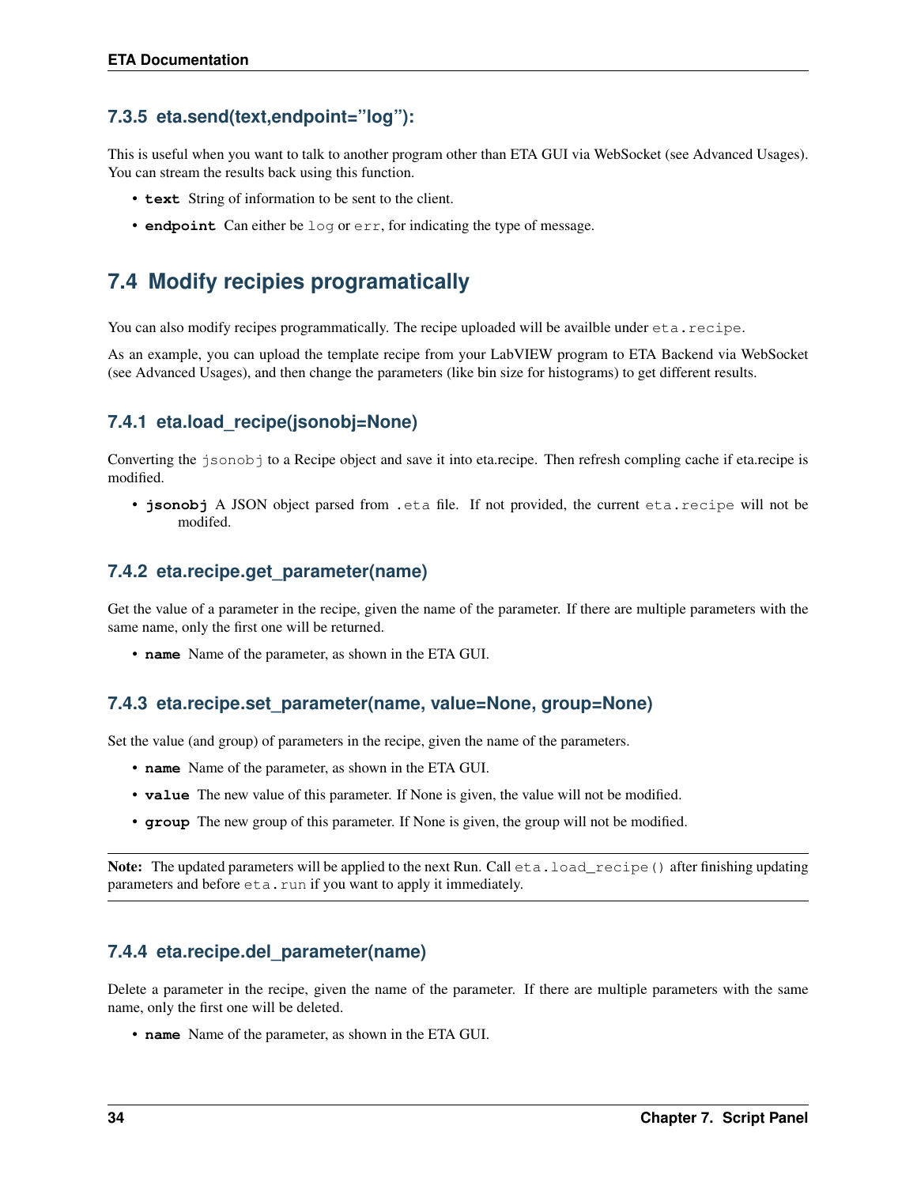### 7.3.5 eta.send(text,endpoint="log"):

This is useful when you want to talk to another program other than ETA GUI via WebSocket (see Advanced Usages). You can stream the results back using this function.

- **text** String of information to be sent to the client.
- **endpoint** Can either be `log` or `err`, for indicating the type of message.

## 7.4 Modify recipies programatically

You can also modify recipes programmatically. The recipe uploaded will be availble under `eta.recipe`.

As an example, you can upload the template recipe from your LabVIEW program to ETA Backend via WebSocket (see Advanced Usages), and then change the parameters (like bin size for histograms) to get different results.

### 7.4.1 eta.load_recipe(jsonobj=None)

Converting the `jsonobj` to a Recipe object and save it into eta.recipe. Then refresh compling cache if eta.recipe is modified.

- **jsonobj** A JSON object parsed from `.eta` file. If not provided, the current `eta.recipe` will not be modifed.

### 7.4.2 eta.recipe.get_parameter(name)

Get the value of a parameter in the recipe, given the name of the parameter. If there are multiple parameters with the same name, only the first one will be returned.

- **name** Name of the parameter, as shown in the ETA GUI.

### 7.4.3 eta.recipe.set_parameter(name, value=None, group=None)

Set the value (and group) of parameters in the recipe, given the name of the parameters.

- **name** Name of the parameter, as shown in the ETA GUI.
- **value** The new value of this parameter. If None is given, the value will not be modified.
- **group** The new group of this parameter. If None is given, the group will not be modified.

**Note:** The updated parameters will be applied to the next Run. Call `eta.load_recipe()` after finishing updating parameters and before `eta.run` if you want to apply it immediately.

### 7.4.4 eta.recipe.del_parameter(name)

Delete a parameter in the recipe, given the name of the parameter. If there are multiple parameters with the same name, only the first one will be deleted.

- **name** Name of the parameter, as shown in the ETA GUI.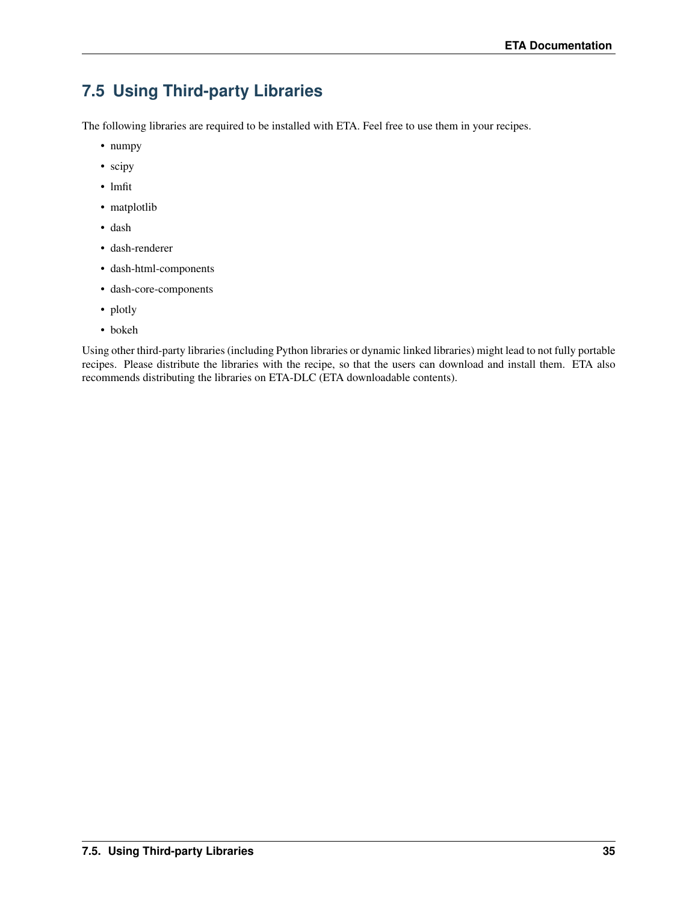## 7.5 Using Third-party Libraries

The following libraries are required to be installed with ETA. Feel free to use them in your recipes.

- numpy
- scipy
- lmfit
- matplotlib
- dash
- dash-renderer
- dash-html-components
- dash-core-components
- plotly
- bokeh

Using other third-party libraries (including Python libraries or dynamic linked libraries) might lead to not fully portable recipes. Please distribute the libraries with the recipe, so that the users can download and install them. ETA also recommends distributing the libraries on ETA-DLC (ETA downloadable contents).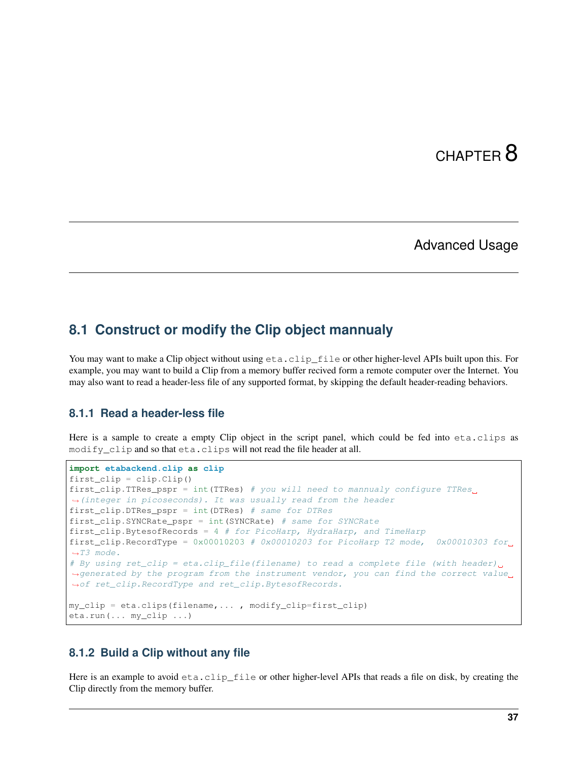# CHAPTER 8

# Advanced Usage

## 8.1 Construct or modify the Clip object mannualy

You may want to make a Clip object without using `eta.clip_file` or other higher-level APIs built upon this. For example, you may want to build a Clip from a memory buffer recived form a remote computer over the Internet. You may also want to read a header-less file of any supported format, by skipping the default header-reading behaviors.

### 8.1.1 Read a header-less file

Here is a sample to create a empty Clip object in the script panel, which could be fed into `eta.clips` as `modify_clip` and so that `eta.clips` will not read the file header at all.

```
import etabackend.clip as clip
first_clip = clip.Clip()
first_clip.TTRes_pspr = int(TTRes) # you will need to mannualy configure TTRes (integer in picoseconds). It was usually read from the header
first_clip.DTRes_pspr = int(DTRes) # same for DTRes
first_clip.SYNCRate_pspr = int(SYNCRate) # same for SYNCRate
first_clip.BytesofRecords = 4 # for PicoHarp, HydraHarp, and TimeHarp
first_clip.RecordType = 0x00010203 # 0x00010203 for PicoHarp T2 mode,  0x00010303 for T3 mode.
# By using ret_clip = eta.clip_file(filename) to read a complete file (with header) generated by the program from the instrument vendor, you can find the correct value of ret_clip.RecordType and ret_clip.BytesofRecords.

my_clip = eta.clips(filename,... , modify_clip=first_clip)
eta.run(... my_clip ...)
```

### 8.1.2 Build a Clip without any file

Here is an example to avoid `eta.clip_file` or other higher-level APIs that reads a file on disk, by creating the Clip directly from the memory buffer.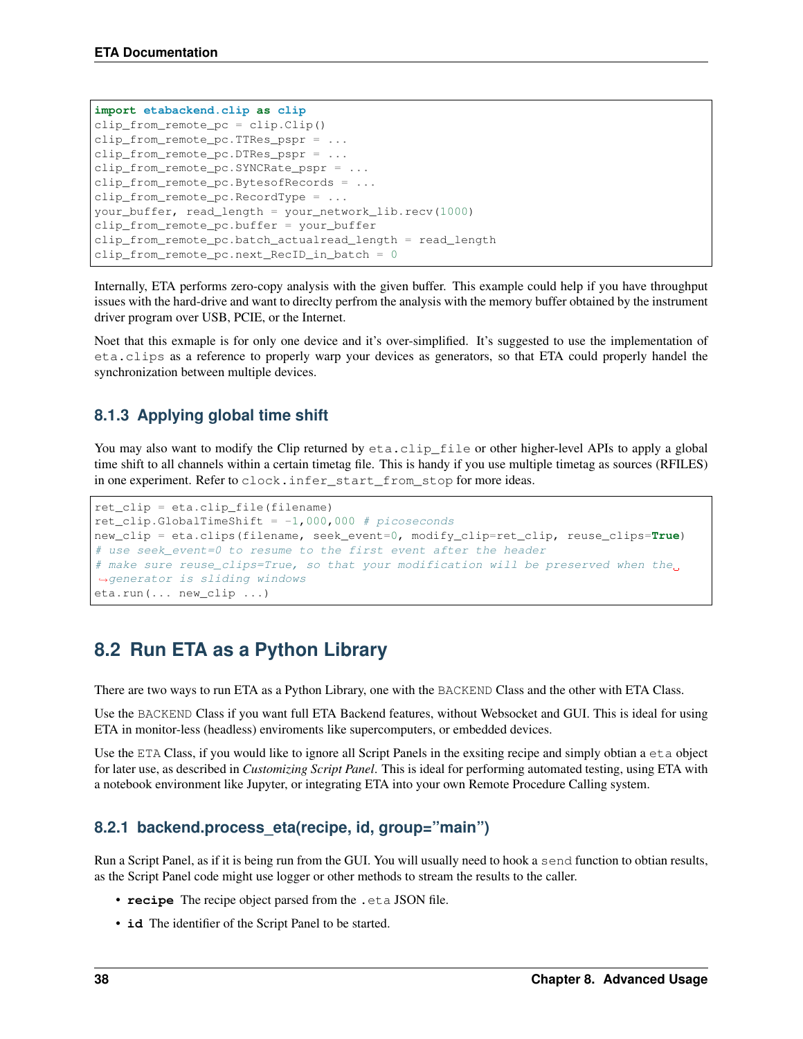```python
import etabackend.clip as clip
clip_from_remote_pc = clip.Clip()
clip_from_remote_pc.TTRes_pspr = ...
clip_from_remote_pc.DTRes_pspr = ...
clip_from_remote_pc.SYNCRate_pspr = ...
clip_from_remote_pc.BytesofRecords = ...
clip_from_remote_pc.RecordType = ...
your_buffer, read_length = your_network_lib.recv(1000)
clip_from_remote_pc.buffer = your_buffer
clip_from_remote_pc.batch_actualread_length = read_length
clip_from_remote_pc.next_RecID_in_batch = 0
```

Internally, ETA performs zero-copy analysis with the given buffer. This example could help if you have throughput issues with the hard-drive and want to direclty perfrom the analysis with the memory buffer obtained by the instrument driver program over USB, PCIE, or the Internet.

Noet that this exmaple is for only one device and it's over-simplified. It's suggested to use the implementation of `eta.clips` as a reference to properly warp your devices as generators, so that ETA could properly handel the synchronization between multiple devices.

### 8.1.3 Applying global time shift

You may also want to modify the Clip returned by `eta.clip_file` or other higher-level APIs to apply a global time shift to all channels within a certain timetag file. This is handy if you use multiple timetag as sources (RFILES) in one experiment. Refer to `clock.infer_start_from_stop` for more ideas.

```python
ret_clip = eta.clip_file(filename)
ret_clip.GlobalTimeShift = -1,000,000 # picoseconds
new_clip = eta.clips(filename, seek_event=0, modify_clip=ret_clip, reuse_clips=True)
# use seek_event=0 to resume to the first event after the header
# make sure reuse_clips=True, so that your modification will be preserved when the generator is sliding windows
eta.run(... new_clip ...)
```

## 8.2 Run ETA as a Python Library

There are two ways to run ETA as a Python Library, one with the `BACKEND` Class and the other with ETA Class.

Use the `BACKEND` Class if you want full ETA Backend features, without Websocket and GUI. This is ideal for using ETA in monitor-less (headless) enviroments like supercomputers, or embedded devices.

Use the `ETA` Class, if you would like to ignore all Script Panels in the exsiting recipe and simply obtian a `eta` object for later use, as described in *Customizing Script Panel*. This is ideal for performing automated testing, using ETA with a notebook environment like Jupyter, or integrating ETA into your own Remote Procedure Calling system.

### 8.2.1 backend.process_eta(recipe, id, group="main")

Run a Script Panel, as if it is being run from the GUI. You will usually need to hook a `send` function to obtian results, as the Script Panel code might use logger or other methods to stream the results to the caller.

- **`recipe`** The recipe object parsed from the `.eta` JSON file.
- **`id`** The identifier of the Script Panel to be started.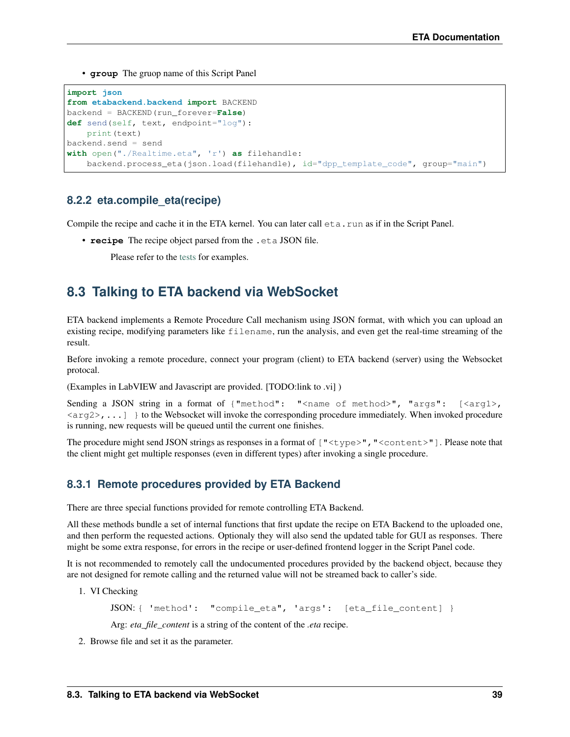- **group** The gruop name of this Script Panel

```
import json
from etabackend.backend import BACKEND
backend = BACKEND(run_forever=False)
def send(self, text, endpoint="log"):
    print(text)
backend.send = send
with open("./Realtime.eta", 'r') as filehandle:
    backend.process_eta(json.load(filehandle), id="dpp_template_code", group="main")
```

### 8.2.2 eta.compile_eta(recipe)

Compile the recipe and cache it in the ETA kernel. You can later call `eta.run` as if in the Script Panel.

- **recipe** The recipe object parsed from the `.eta` JSON file.

  Please refer to the tests for examples.

## 8.3 Talking to ETA backend via WebSocket

ETA backend implements a Remote Procedure Call mechanism using JSON format, with which you can upload an existing recipe, modifying parameters like `filename`, run the analysis, and even get the real-time streaming of the result.

Before invoking a remote procedure, connect your program (client) to ETA backend (server) using the Websocket protocal.

(Examples in LabVIEW and Javascript are provided. [TODO:link to .vi] )

Sending a JSON string in a format of `{"method": "<name of method>", "args": [<arg1>, <arg2>,...] }` to the Websocket will invoke the corresponding procedure immediately. When invoked procedure is running, new requests will be queued until the current one finishes.

The procedure might send JSON strings as responses in a format of `["<type>","<content>"]`. Please note that the client might get multiple responses (even in different types) after invoking a single procedure.

### 8.3.1 Remote procedures provided by ETA Backend

There are three special functions provided for remote controlling ETA Backend.

All these methods bundle a set of internal functions that first update the recipe on ETA Backend to the uploaded one, and then perform the requested actions. Optionaly they will also send the updated table for GUI as responses. There might be some extra response, for errors in the recipe or user-defined frontend logger in the Script Panel code.

It is not recommended to remotely call the undocumented procedures provided by the backend object, because they are not designed for remote calling and the returned value will not be streamed back to caller's side.

1. VI Checking

   JSON: `{ 'method': "compile_eta", 'args': [eta_file_content] }`

   Arg: *eta_file_content* is a string of the content of the *.eta* recipe.

2. Browse file and set it as the parameter.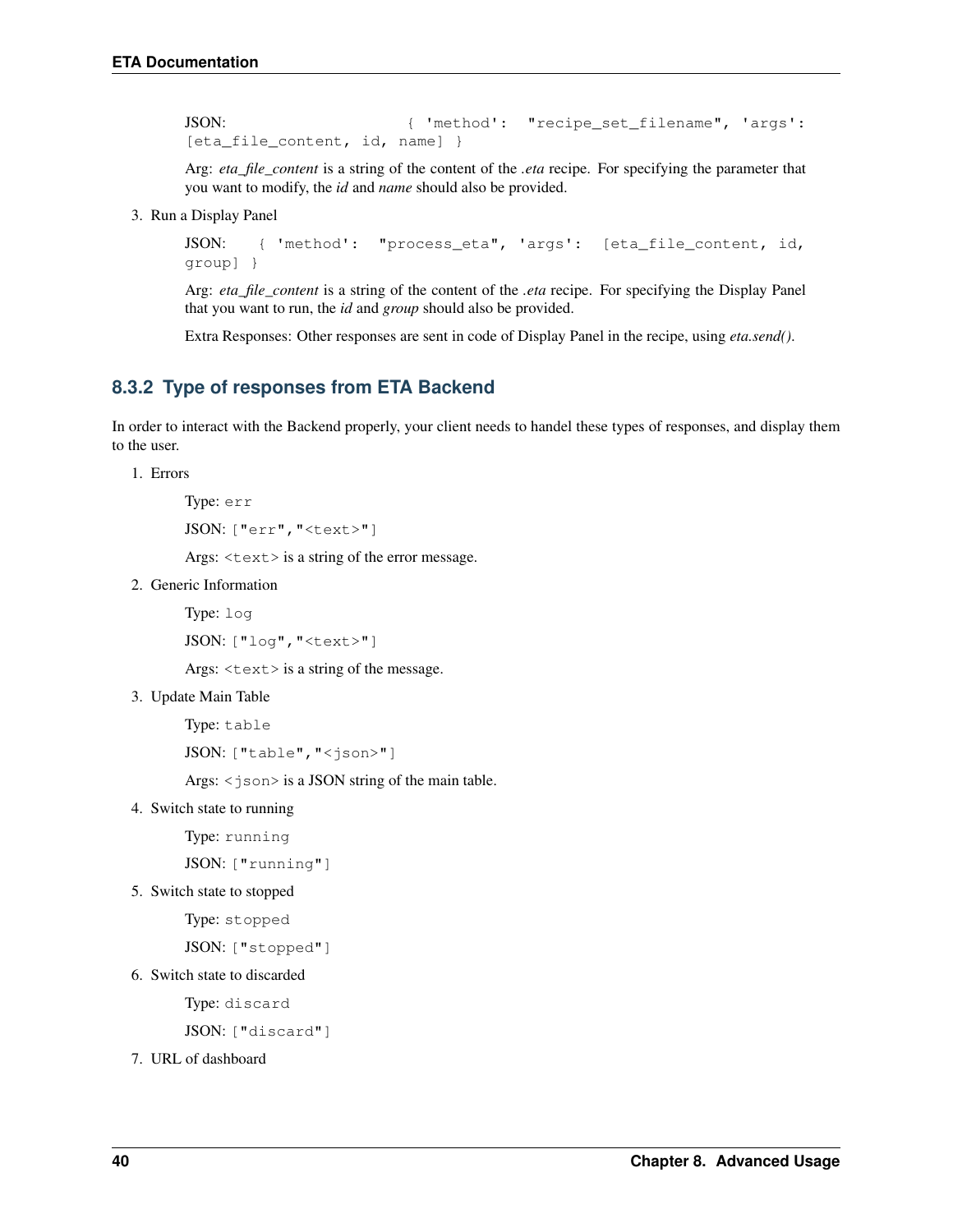JSON: `{ 'method': "recipe_set_filename", 'args': [eta_file_content, id, name] }`

Arg: *eta_file_content* is a string of the content of the *.eta* recipe. For specifying the parameter that you want to modify, the *id* and *name* should also be provided.

3. Run a Display Panel

   JSON: `{ 'method': "process_eta", 'args': [eta_file_content, id, group] }`

   Arg: *eta_file_content* is a string of the content of the *.eta* recipe. For specifying the Display Panel that you want to run, the *id* and *group* should also be provided.

   Extra Responses: Other responses are sent in code of Display Panel in the recipe, using *eta.send()*.

### 8.3.2 Type of responses from ETA Backend

In order to interact with the Backend properly, your client needs to handel these types of responses, and display them to the user.

1. Errors

   Type: `err`

   JSON: `["err","<text>"]`

   Args: `<text>` is a string of the error message.

2. Generic Information

   Type: `log`

   JSON: `["log","<text>"]`

   Args: `<text>` is a string of the message.

3. Update Main Table

   Type: `table`

   JSON: `["table","<json>"]`

   Args: `<json>` is a JSON string of the main table.

4. Switch state to running

   Type: `running`

   JSON: `["running"]`

5. Switch state to stopped

   Type: `stopped`

   JSON: `["stopped"]`

6. Switch state to discarded

   Type: `discard`

   JSON: `["discard"]`

7. URL of dashboard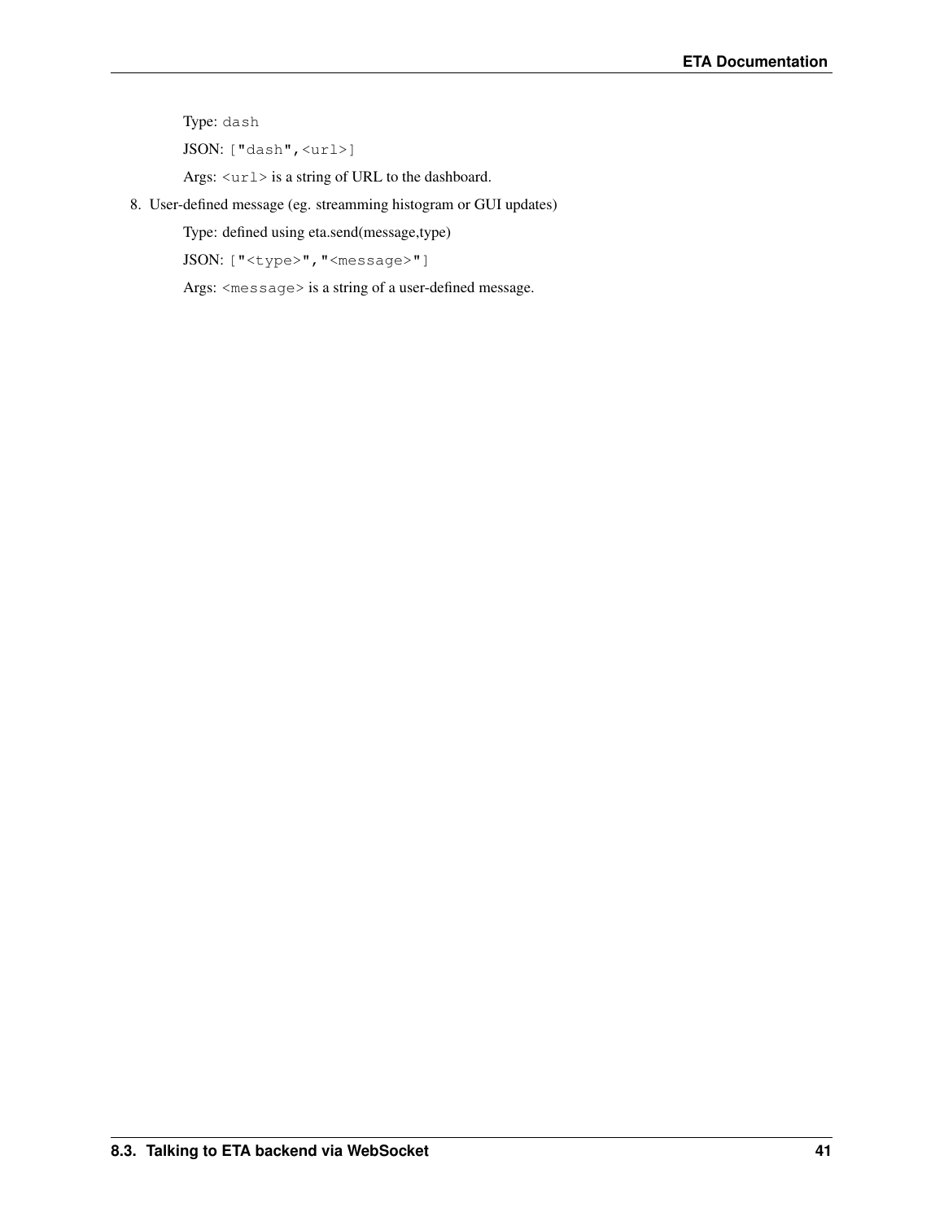Type: `dash`

JSON: `["dash",<url>]`

Args: `<url>` is a string of URL to the dashboard.

8. User-defined message (eg. streamming histogram or GUI updates)

   Type: defined using eta.send(message,type)

   JSON: `["<type>","<message>"]`

   Args: `<message>` is a string of a user-defined message.